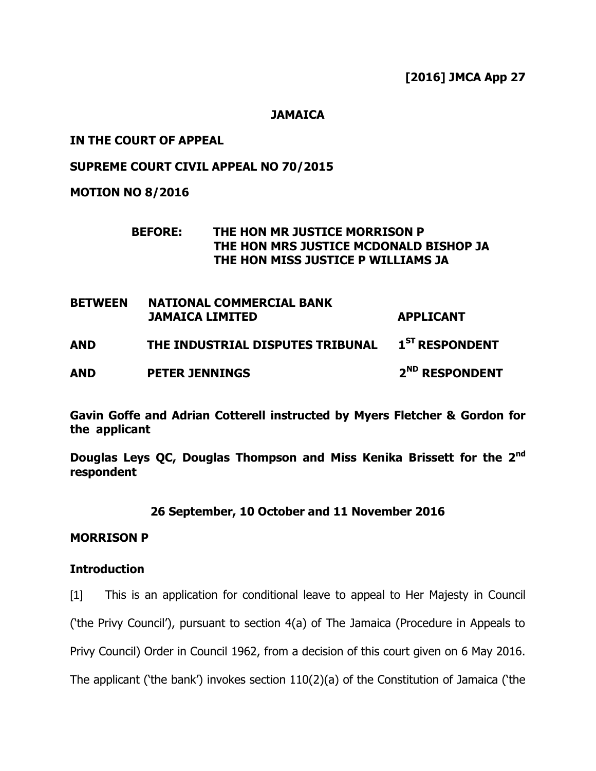**[2016] JMCA App 27**

**JAMAICA**

**IN THE COURT OF APPEAL**

**SUPREME COURT CIVIL APPEAL NO 70/2015**

**MOTION NO 8/2016**

**BEFORE: THE HON MR JUSTICE MORRISON P**
**THE HON MRS JUSTICE MCDONALD BISHOP JA**
**THE HON MISS JUSTICE P WILLIAMS JA**

| | | |
|---|---|---|
| **BETWEEN** | **NATIONAL COMMERCIAL BANK JAMAICA LIMITED** | **APPLICANT** |
| **AND** | **THE INDUSTRIAL DISPUTES TRIBUNAL** | **1ST RESPONDENT** |
| **AND** | **PETER JENNINGS** | **2ND RESPONDENT** |

**Gavin Goffe and Adrian Cotterell instructed by Myers Fletcher & Gordon for the applicant**

**Douglas Leys QC, Douglas Thompson and Miss Kenika Brissett for the 2nd respondent**

**26 September, 10 October and 11 November 2016**

**MORRISON P**

## Introduction

[1] This is an application for conditional leave to appeal to Her Majesty in Council ('the Privy Council'), pursuant to section 4(a) of The Jamaica (Procedure in Appeals to Privy Council) Order in Council 1962, from a decision of this court given on 6 May 2016. The applicant ('the bank') invokes section 110(2)(a) of the Constitution of Jamaica ('the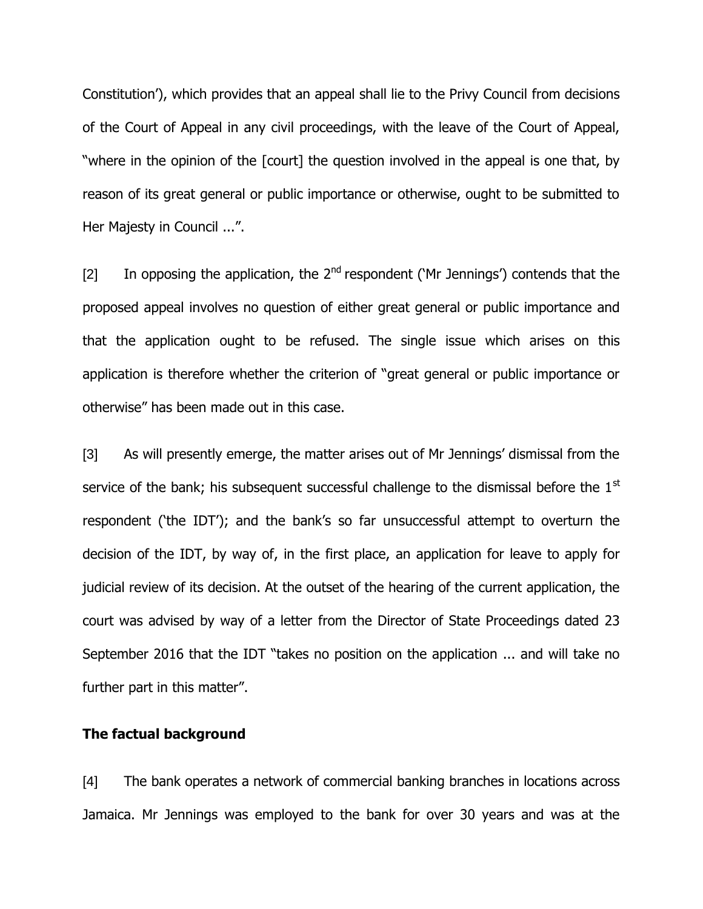Constitution'), which provides that an appeal shall lie to the Privy Council from decisions of the Court of Appeal in any civil proceedings, with the leave of the Court of Appeal, "where in the opinion of the [court] the question involved in the appeal is one that, by reason of its great general or public importance or otherwise, ought to be submitted to Her Majesty in Council ...".

[2] In opposing the application, the 2nd respondent ('Mr Jennings') contends that the proposed appeal involves no question of either great general or public importance and that the application ought to be refused. The single issue which arises on this application is therefore whether the criterion of "great general or public importance or otherwise" has been made out in this case.

[3] As will presently emerge, the matter arises out of Mr Jennings' dismissal from the service of the bank; his subsequent successful challenge to the dismissal before the 1st respondent ('the IDT'); and the bank's so far unsuccessful attempt to overturn the decision of the IDT, by way of, in the first place, an application for leave to apply for judicial review of its decision. At the outset of the hearing of the current application, the court was advised by way of a letter from the Director of State Proceedings dated 23 September 2016 that the IDT "takes no position on the application ... and will take no further part in this matter".

**The factual background**

[4] The bank operates a network of commercial banking branches in locations across Jamaica. Mr Jennings was employed to the bank for over 30 years and was at the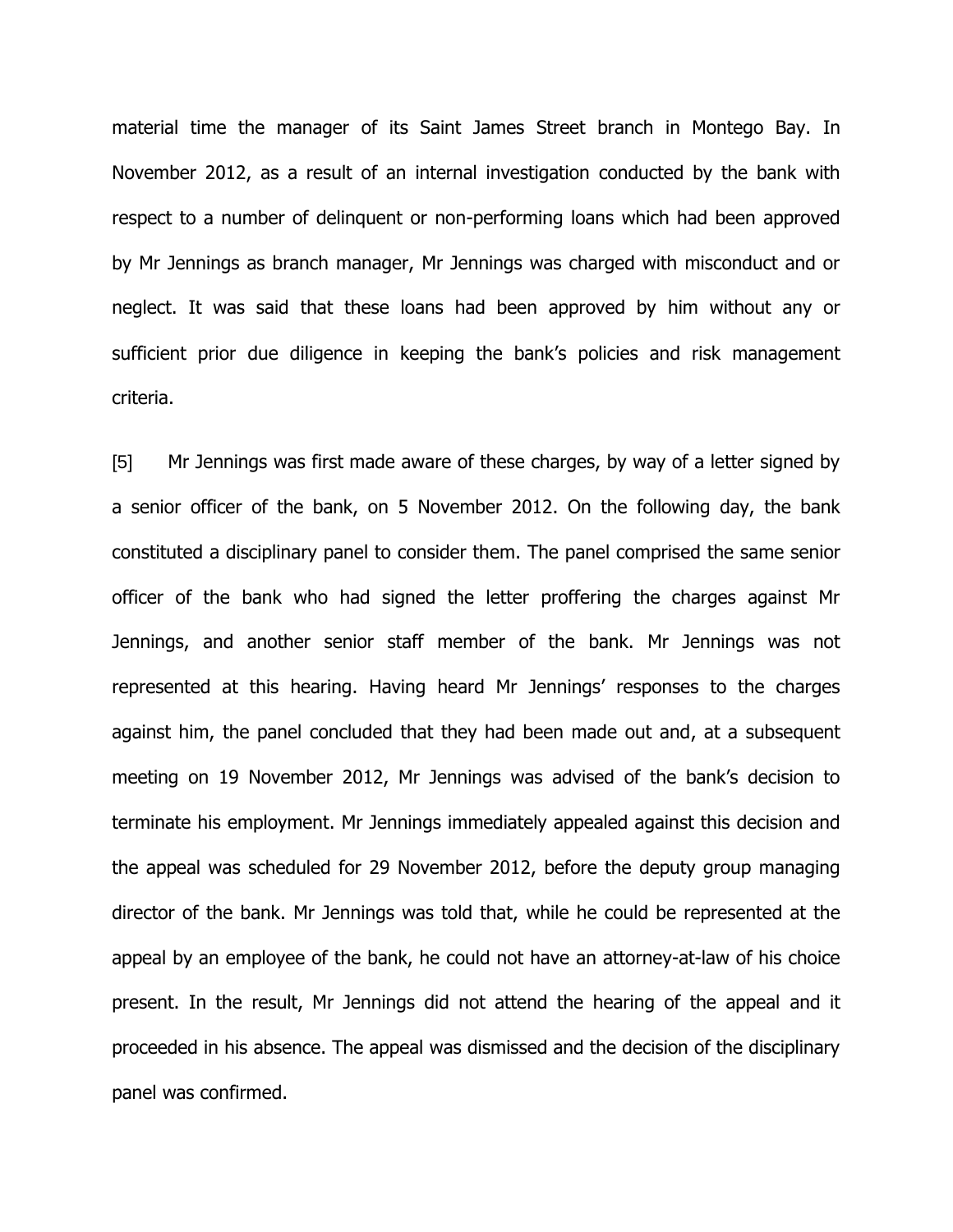material time the manager of its Saint James Street branch in Montego Bay. In November 2012, as a result of an internal investigation conducted by the bank with respect to a number of delinquent or non-performing loans which had been approved by Mr Jennings as branch manager, Mr Jennings was charged with misconduct and or neglect. It was said that these loans had been approved by him without any or sufficient prior due diligence in keeping the bank's policies and risk management criteria.

[5] Mr Jennings was first made aware of these charges, by way of a letter signed by a senior officer of the bank, on 5 November 2012. On the following day, the bank constituted a disciplinary panel to consider them. The panel comprised the same senior officer of the bank who had signed the letter proffering the charges against Mr Jennings, and another senior staff member of the bank. Mr Jennings was not represented at this hearing. Having heard Mr Jennings' responses to the charges against him, the panel concluded that they had been made out and, at a subsequent meeting on 19 November 2012, Mr Jennings was advised of the bank's decision to terminate his employment. Mr Jennings immediately appealed against this decision and the appeal was scheduled for 29 November 2012, before the deputy group managing director of the bank. Mr Jennings was told that, while he could be represented at the appeal by an employee of the bank, he could not have an attorney-at-law of his choice present. In the result, Mr Jennings did not attend the hearing of the appeal and it proceeded in his absence. The appeal was dismissed and the decision of the disciplinary panel was confirmed.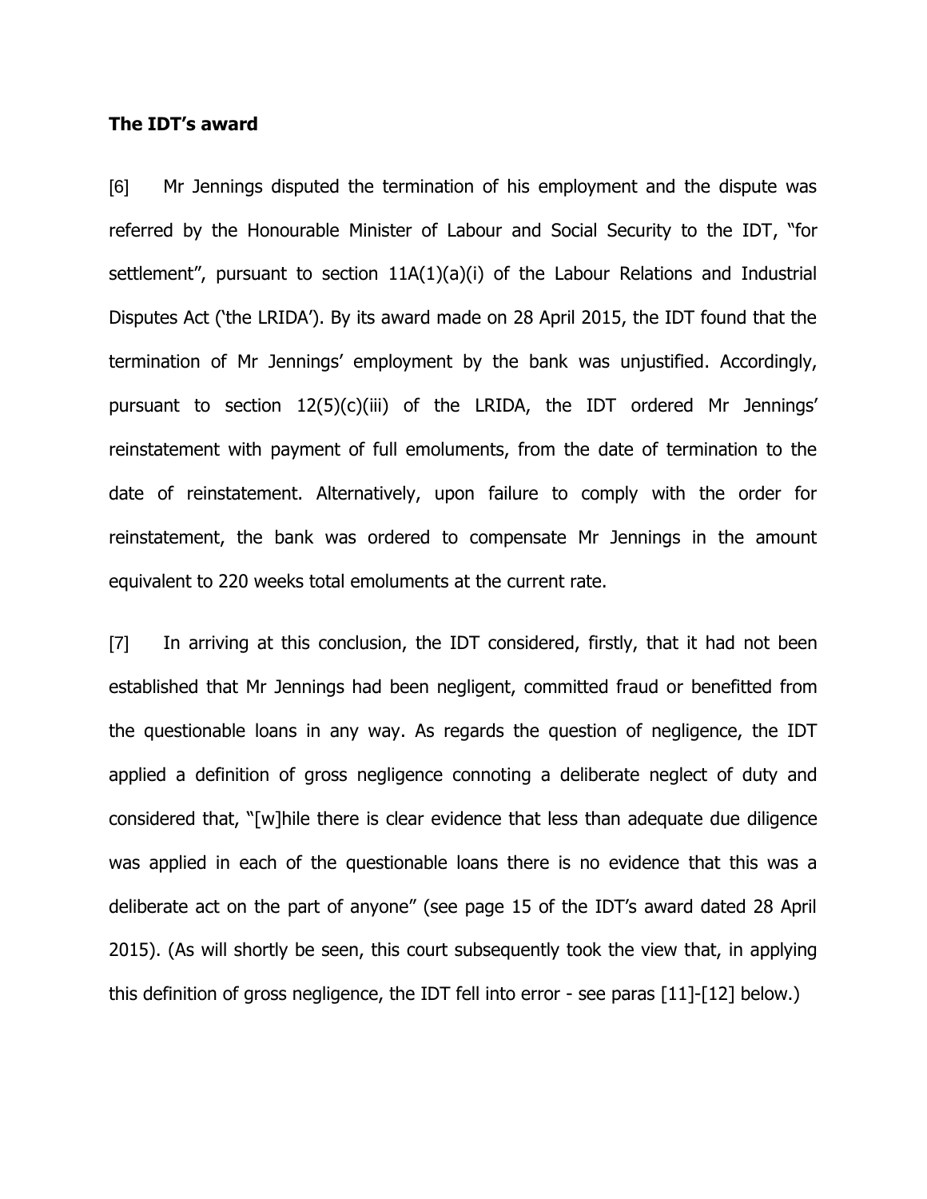### The IDT's award

[6] Mr Jennings disputed the termination of his employment and the dispute was referred by the Honourable Minister of Labour and Social Security to the IDT, "for settlement", pursuant to section 11A(1)(a)(i) of the Labour Relations and Industrial Disputes Act ('the LRIDA'). By its award made on 28 April 2015, the IDT found that the termination of Mr Jennings' employment by the bank was unjustified. Accordingly, pursuant to section 12(5)(c)(iii) of the LRIDA, the IDT ordered Mr Jennings' reinstatement with payment of full emoluments, from the date of termination to the date of reinstatement. Alternatively, upon failure to comply with the order for reinstatement, the bank was ordered to compensate Mr Jennings in the amount equivalent to 220 weeks total emoluments at the current rate.

[7] In arriving at this conclusion, the IDT considered, firstly, that it had not been established that Mr Jennings had been negligent, committed fraud or benefitted from the questionable loans in any way. As regards the question of negligence, the IDT applied a definition of gross negligence connoting a deliberate neglect of duty and considered that, "[w]hile there is clear evidence that less than adequate due diligence was applied in each of the questionable loans there is no evidence that this was a deliberate act on the part of anyone" (see page 15 of the IDT's award dated 28 April 2015). (As will shortly be seen, this court subsequently took the view that, in applying this definition of gross negligence, the IDT fell into error - see paras [11]-[12] below.)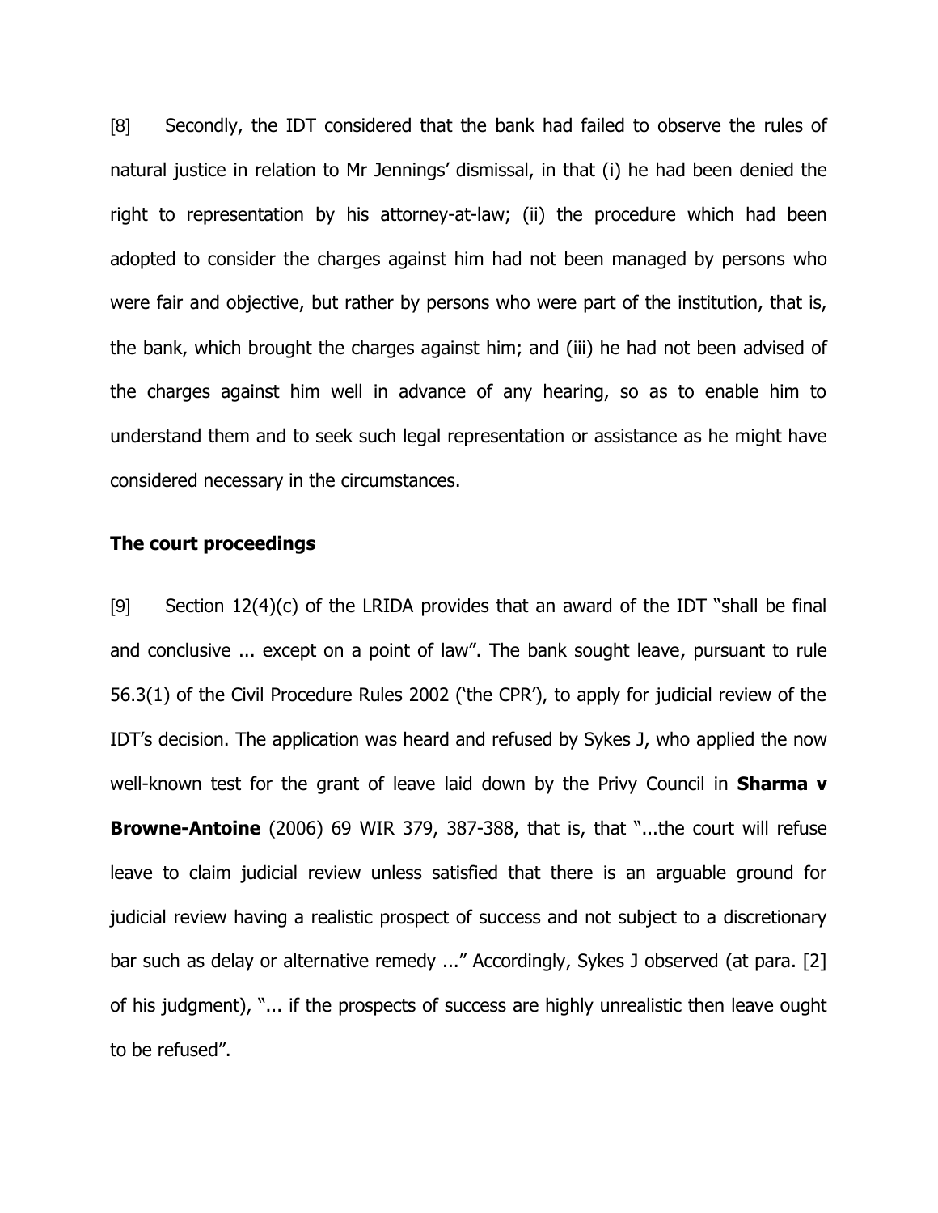[8] Secondly, the IDT considered that the bank had failed to observe the rules of natural justice in relation to Mr Jennings' dismissal, in that (i) he had been denied the right to representation by his attorney-at-law; (ii) the procedure which had been adopted to consider the charges against him had not been managed by persons who were fair and objective, but rather by persons who were part of the institution, that is, the bank, which brought the charges against him; and (iii) he had not been advised of the charges against him well in advance of any hearing, so as to enable him to understand them and to seek such legal representation or assistance as he might have considered necessary in the circumstances.

### The court proceedings

[9] Section 12(4)(c) of the LRIDA provides that an award of the IDT "shall be final and conclusive ... except on a point of law". The bank sought leave, pursuant to rule 56.3(1) of the Civil Procedure Rules 2002 ('the CPR'), to apply for judicial review of the IDT's decision. The application was heard and refused by Sykes J, who applied the now well-known test for the grant of leave laid down by the Privy Council in **Sharma v Browne-Antoine** (2006) 69 WIR 379, 387-388, that is, that "...the court will refuse leave to claim judicial review unless satisfied that there is an arguable ground for judicial review having a realistic prospect of success and not subject to a discretionary bar such as delay or alternative remedy ..." Accordingly, Sykes J observed (at para. [2] of his judgment), "... if the prospects of success are highly unrealistic then leave ought to be refused".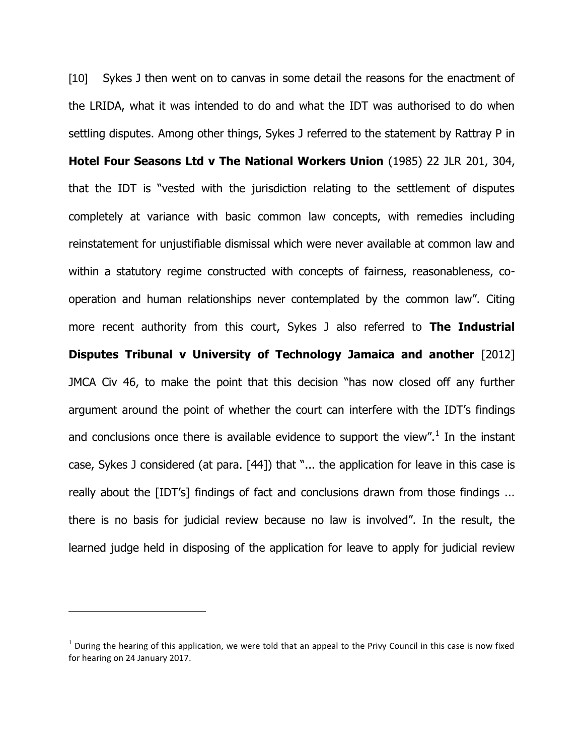[10] Sykes J then went on to canvas in some detail the reasons for the enactment of the LRIDA, what it was intended to do and what the IDT was authorised to do when settling disputes. Among other things, Sykes J referred to the statement by Rattray P in **Hotel Four Seasons Ltd v The National Workers Union** (1985) 22 JLR 201, 304, that the IDT is "vested with the jurisdiction relating to the settlement of disputes completely at variance with basic common law concepts, with remedies including reinstatement for unjustifiable dismissal which were never available at common law and within a statutory regime constructed with concepts of fairness, reasonableness, co-operation and human relationships never contemplated by the common law". Citing more recent authority from this court, Sykes J also referred to **The Industrial Disputes Tribunal v University of Technology Jamaica and another** [2012] JMCA Civ 46, to make the point that this decision "has now closed off any further argument around the point of whether the court can interfere with the IDT's findings and conclusions once there is available evidence to support the view".[1] In the instant case, Sykes J considered (at para. [44]) that "... the application for leave in this case is really about the [IDT's] findings of fact and conclusions drawn from those findings ... there is no basis for judicial review because no law is involved". In the result, the learned judge held in disposing of the application for leave to apply for judicial review

---

[1] During the hearing of this application, we were told that an appeal to the Privy Council in this case is now fixed for hearing on 24 January 2017.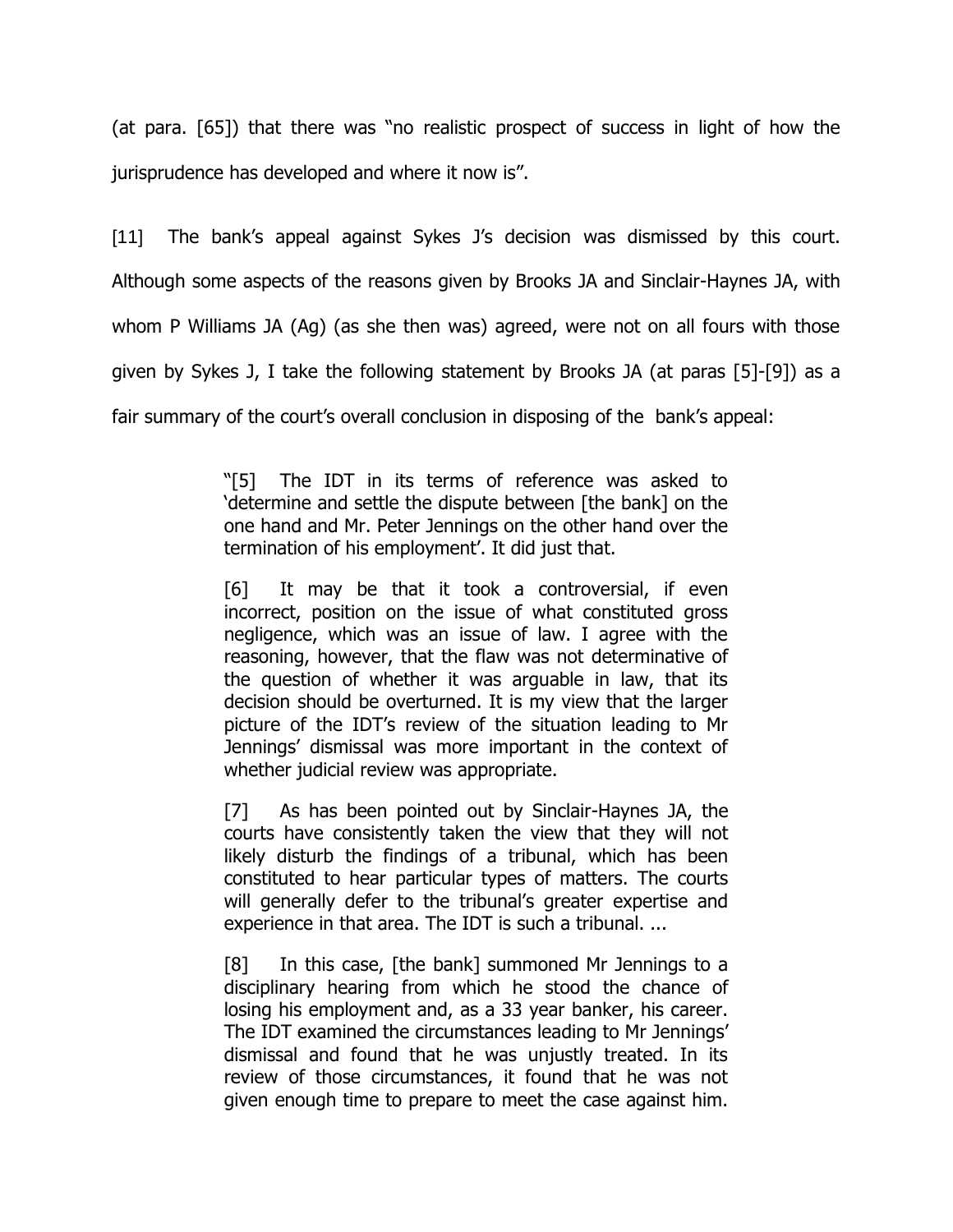(at para. [65]) that there was "no realistic prospect of success in light of how the jurisprudence has developed and where it now is".

[11] The bank's appeal against Sykes J's decision was dismissed by this court. Although some aspects of the reasons given by Brooks JA and Sinclair-Haynes JA, with whom P Williams JA (Ag) (as she then was) agreed, were not on all fours with those given by Sykes J, I take the following statement by Brooks JA (at paras [5]-[9]) as a fair summary of the court's overall conclusion in disposing of the bank's appeal:

> "[5] The IDT in its terms of reference was asked to 'determine and settle the dispute between [the bank] on the one hand and Mr. Peter Jennings on the other hand over the termination of his employment'. It did just that.
>
> [6] It may be that it took a controversial, if even incorrect, position on the issue of what constituted gross negligence, which was an issue of law. I agree with the reasoning, however, that the flaw was not determinative of the question of whether it was arguable in law, that its decision should be overturned. It is my view that the larger picture of the IDT's review of the situation leading to Mr Jennings' dismissal was more important in the context of whether judicial review was appropriate.
>
> [7] As has been pointed out by Sinclair-Haynes JA, the courts have consistently taken the view that they will not likely disturb the findings of a tribunal, which has been constituted to hear particular types of matters. The courts will generally defer to the tribunal's greater expertise and experience in that area. The IDT is such a tribunal. ...
>
> [8] In this case, [the bank] summoned Mr Jennings to a disciplinary hearing from which he stood the chance of losing his employment and, as a 33 year banker, his career. The IDT examined the circumstances leading to Mr Jennings' dismissal and found that he was unjustly treated. In its review of those circumstances, it found that he was not given enough time to prepare to meet the case against him.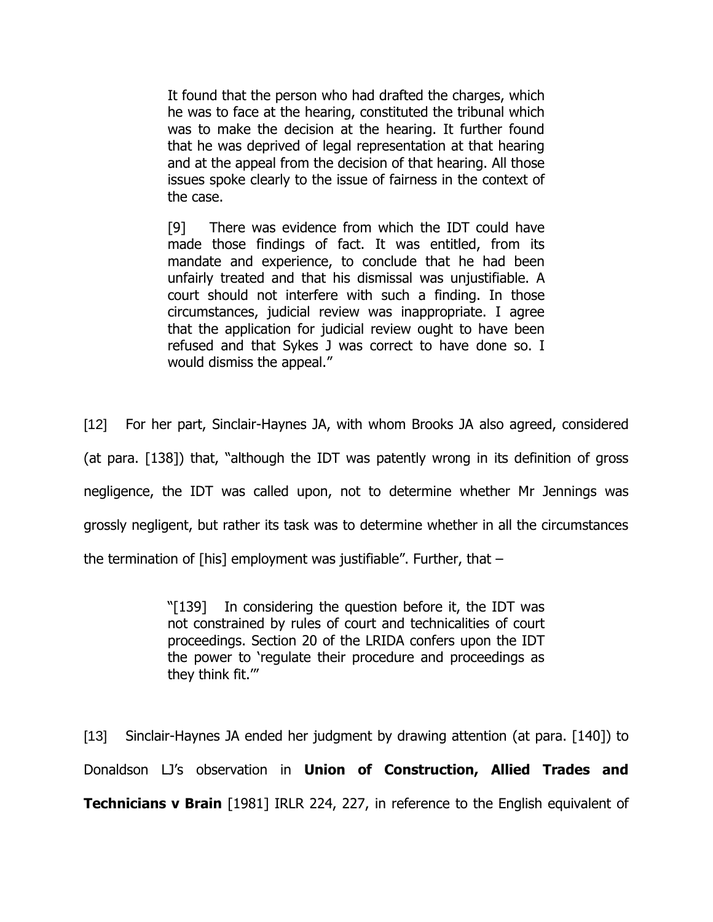> It found that the person who had drafted the charges, which he was to face at the hearing, constituted the tribunal which was to make the decision at the hearing. It further found that he was deprived of legal representation at that hearing and at the appeal from the decision of that hearing. All those issues spoke clearly to the issue of fairness in the context of the case.
>
> [9] There was evidence from which the IDT could have made those findings of fact. It was entitled, from its mandate and experience, to conclude that he had been unfairly treated and that his dismissal was unjustifiable. A court should not interfere with such a finding. In those circumstances, judicial review was inappropriate. I agree that the application for judicial review ought to have been refused and that Sykes J was correct to have done so. I would dismiss the appeal."

[12] For her part, Sinclair-Haynes JA, with whom Brooks JA also agreed, considered (at para. [138]) that, "although the IDT was patently wrong in its definition of gross negligence, the IDT was called upon, not to determine whether Mr Jennings was grossly negligent, but rather its task was to determine whether in all the circumstances the termination of [his] employment was justifiable". Further, that –

> "[139] In considering the question before it, the IDT was not constrained by rules of court and technicalities of court proceedings. Section 20 of the LRIDA confers upon the IDT the power to 'regulate their procedure and proceedings as they think fit.'"

[13] Sinclair-Haynes JA ended her judgment by drawing attention (at para. [140]) to Donaldson LJ's observation in **Union of Construction, Allied Trades and Technicians v Brain** [1981] IRLR 224, 227, in reference to the English equivalent of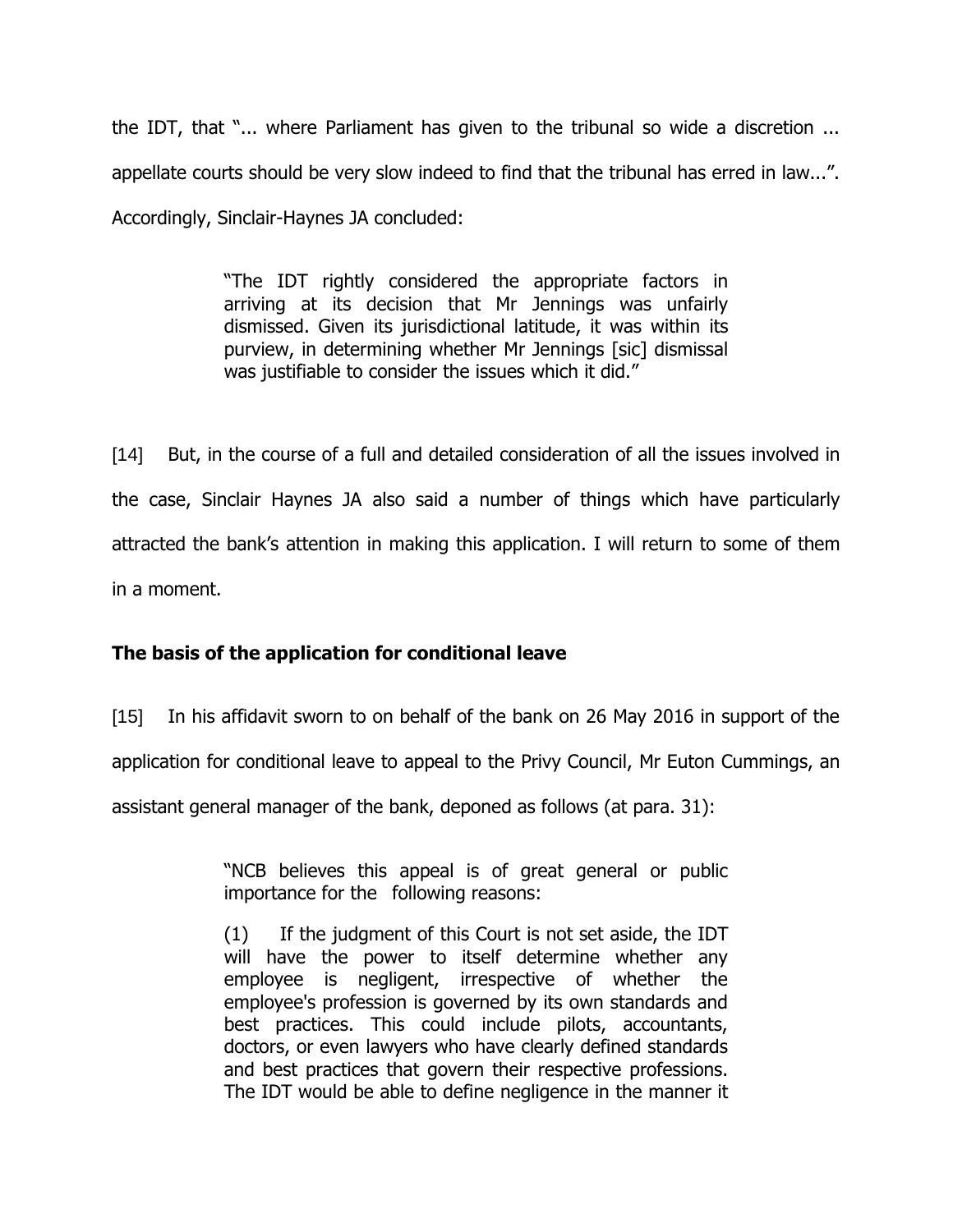the IDT, that "... where Parliament has given to the tribunal so wide a discretion ... appellate courts should be very slow indeed to find that the tribunal has erred in law...". Accordingly, Sinclair-Haynes JA concluded:

> "The IDT rightly considered the appropriate factors in arriving at its decision that Mr Jennings was unfairly dismissed. Given its jurisdictional latitude, it was within its purview, in determining whether Mr Jennings [sic] dismissal was justifiable to consider the issues which it did."

[14] But, in the course of a full and detailed consideration of all the issues involved in the case, Sinclair Haynes JA also said a number of things which have particularly attracted the bank's attention in making this application. I will return to some of them in a moment.

**The basis of the application for conditional leave**

[15] In his affidavit sworn to on behalf of the bank on 26 May 2016 in support of the application for conditional leave to appeal to the Privy Council, Mr Euton Cummings, an assistant general manager of the bank, deponed as follows (at para. 31):

> "NCB believes this appeal is of great general or public importance for the following reasons:
>
> (1) If the judgment of this Court is not set aside, the IDT will have the power to itself determine whether any employee is negligent, irrespective of whether the employee's profession is governed by its own standards and best practices. This could include pilots, accountants, doctors, or even lawyers who have clearly defined standards and best practices that govern their respective professions. The IDT would be able to define negligence in the manner it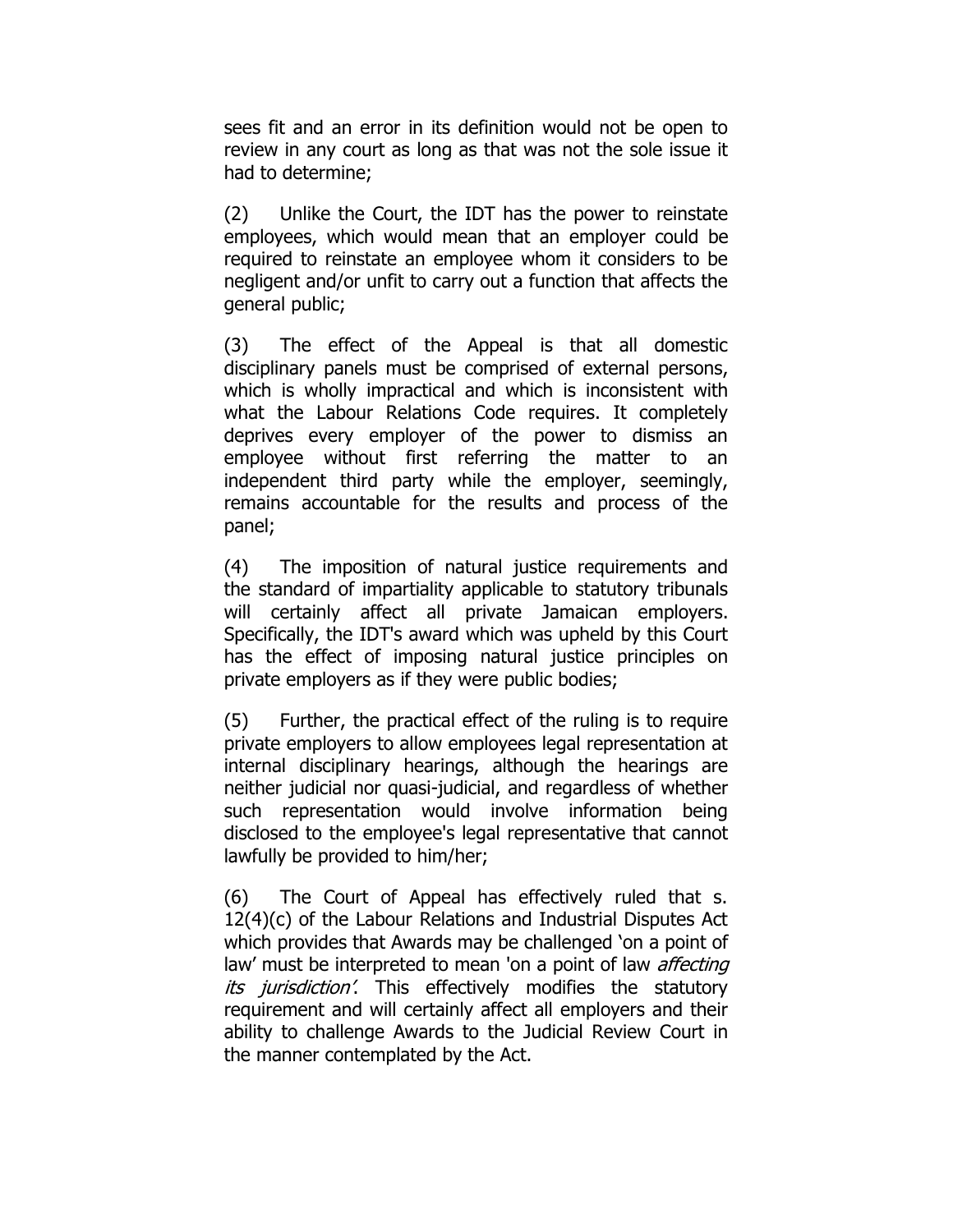sees fit and an error in its definition would not be open to review in any court as long as that was not the sole issue it had to determine;

(2) Unlike the Court, the IDT has the power to reinstate employees, which would mean that an employer could be required to reinstate an employee whom it considers to be negligent and/or unfit to carry out a function that affects the general public;

(3) The effect of the Appeal is that all domestic disciplinary panels must be comprised of external persons, which is wholly impractical and which is inconsistent with what the Labour Relations Code requires. It completely deprives every employer of the power to dismiss an employee without first referring the matter to an independent third party while the employer, seemingly, remains accountable for the results and process of the panel;

(4) The imposition of natural justice requirements and the standard of impartiality applicable to statutory tribunals will certainly affect all private Jamaican employers. Specifically, the IDT's award which was upheld by this Court has the effect of imposing natural justice principles on private employers as if they were public bodies;

(5) Further, the practical effect of the ruling is to require private employers to allow employees legal representation at internal disciplinary hearings, although the hearings are neither judicial nor quasi-judicial, and regardless of whether such representation would involve information being disclosed to the employee's legal representative that cannot lawfully be provided to him/her;

(6) The Court of Appeal has effectively ruled that s. 12(4)(c) of the Labour Relations and Industrial Disputes Act which provides that Awards may be challenged 'on a point of law' must be interpreted to mean 'on a point of law *affecting its jurisdiction*'. This effectively modifies the statutory requirement and will certainly affect all employers and their ability to challenge Awards to the Judicial Review Court in the manner contemplated by the Act.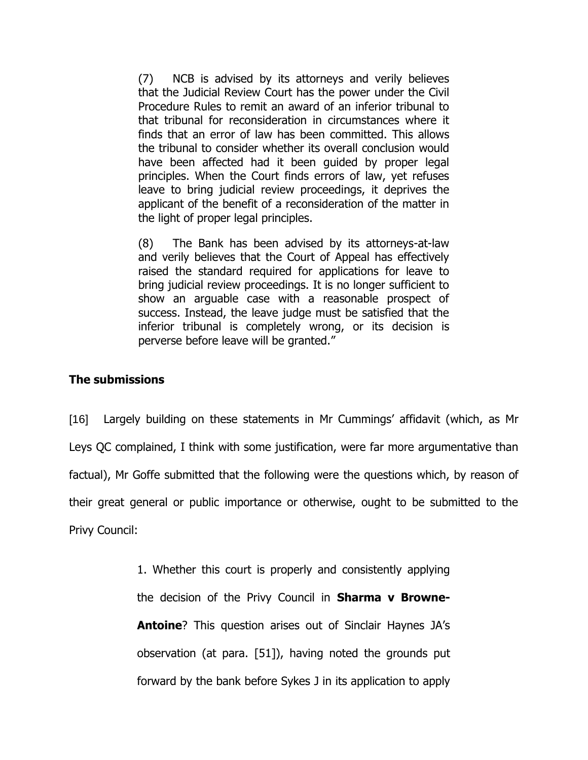> (7) NCB is advised by its attorneys and verily believes that the Judicial Review Court has the power under the Civil Procedure Rules to remit an award of an inferior tribunal to that tribunal for reconsideration in circumstances where it finds that an error of law has been committed. This allows the tribunal to consider whether its overall conclusion would have been affected had it been guided by proper legal principles. When the Court finds errors of law, yet refuses leave to bring judicial review proceedings, it deprives the applicant of the benefit of a reconsideration of the matter in the light of proper legal principles.
>
> (8) The Bank has been advised by its attorneys-at-law and verily believes that the Court of Appeal has effectively raised the standard required for applications for leave to bring judicial review proceedings. It is no longer sufficient to show an arguable case with a reasonable prospect of success. Instead, the leave judge must be satisfied that the inferior tribunal is completely wrong, or its decision is perverse before leave will be granted."

**The submissions**

[16] Largely building on these statements in Mr Cummings' affidavit (which, as Mr Leys QC complained, I think with some justification, were far more argumentative than factual), Mr Goffe submitted that the following were the questions which, by reason of their great general or public importance or otherwise, ought to be submitted to the Privy Council:

> 1. Whether this court is properly and consistently applying the decision of the Privy Council in **Sharma v Browne-Antoine**? This question arises out of Sinclair Haynes JA's observation (at para. [51]), having noted the grounds put forward by the bank before Sykes J in its application to apply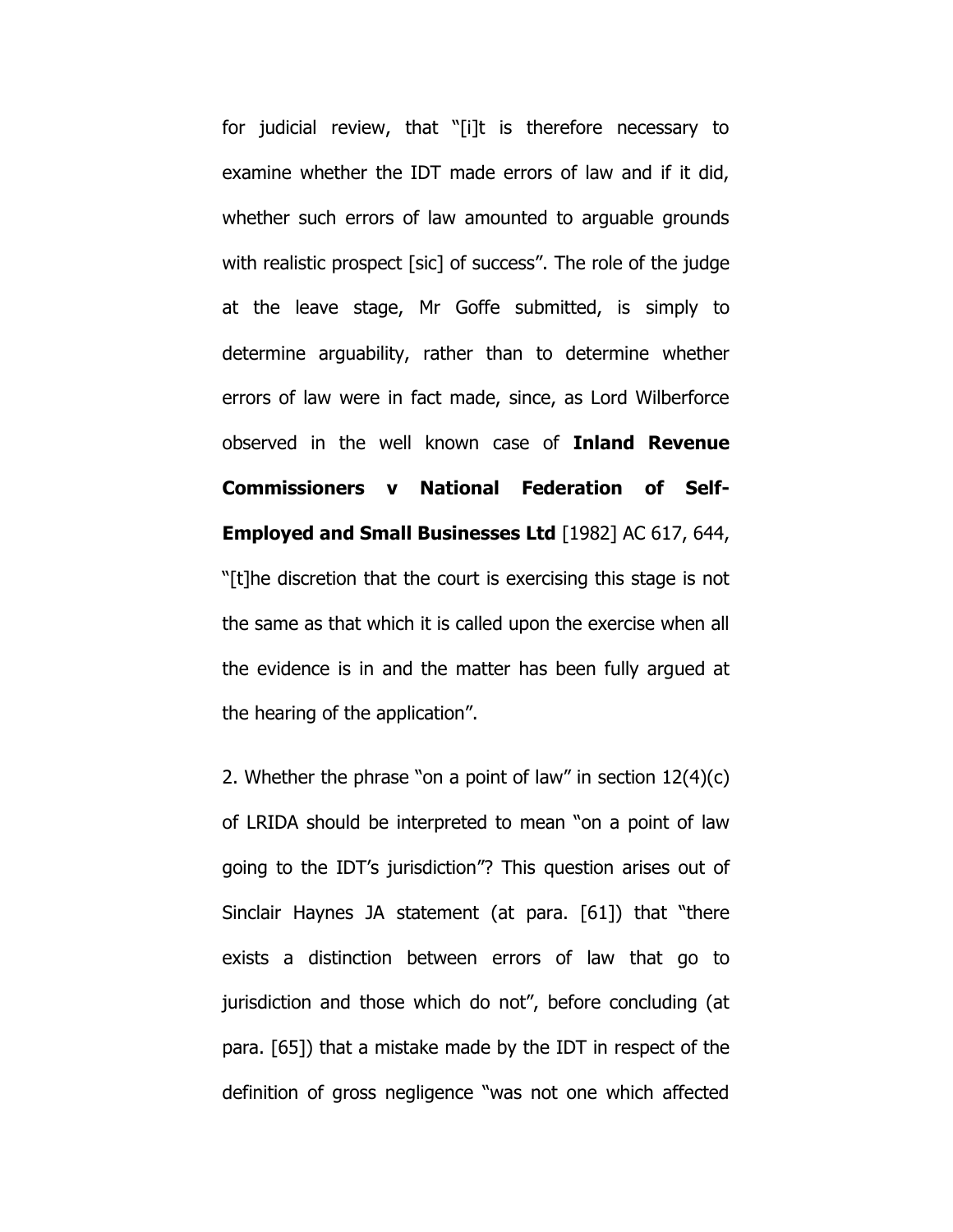for judicial review, that "[i]t is therefore necessary to examine whether the IDT made errors of law and if it did, whether such errors of law amounted to arguable grounds with realistic prospect [sic] of success". The role of the judge at the leave stage, Mr Goffe submitted, is simply to determine arguability, rather than to determine whether errors of law were in fact made, since, as Lord Wilberforce observed in the well known case of **Inland Revenue Commissioners v National Federation of Self-Employed and Small Businesses Ltd** [1982] AC 617, 644, "[t]he discretion that the court is exercising this stage is not the same as that which it is called upon the exercise when all the evidence is in and the matter has been fully argued at the hearing of the application".

2. Whether the phrase "on a point of law" in section 12(4)(c) of LRIDA should be interpreted to mean "on a point of law going to the IDT's jurisdiction"? This question arises out of Sinclair Haynes JA statement (at para. [61]) that "there exists a distinction between errors of law that go to jurisdiction and those which do not", before concluding (at para. [65]) that a mistake made by the IDT in respect of the definition of gross negligence "was not one which affected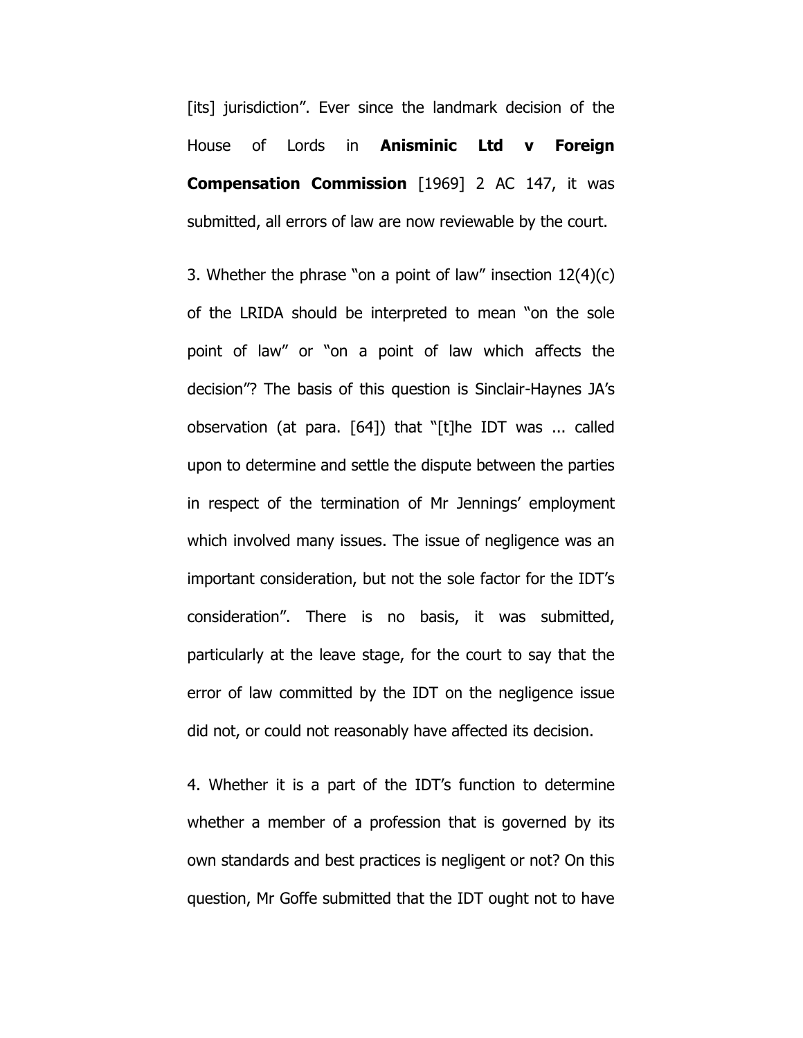[its] jurisdiction". Ever since the landmark decision of the House of Lords in **Anisminic Ltd v Foreign Compensation Commission** [1969] 2 AC 147, it was submitted, all errors of law are now reviewable by the court.

3. Whether the phrase "on a point of law" insection 12(4)(c) of the LRIDA should be interpreted to mean "on the sole point of law" or "on a point of law which affects the decision"? The basis of this question is Sinclair-Haynes JA's observation (at para. [64]) that "[t]he IDT was ... called upon to determine and settle the dispute between the parties in respect of the termination of Mr Jennings' employment which involved many issues. The issue of negligence was an important consideration, but not the sole factor for the IDT's consideration". There is no basis, it was submitted, particularly at the leave stage, for the court to say that the error of law committed by the IDT on the negligence issue did not, or could not reasonably have affected its decision.

4. Whether it is a part of the IDT's function to determine whether a member of a profession that is governed by its own standards and best practices is negligent or not? On this question, Mr Goffe submitted that the IDT ought not to have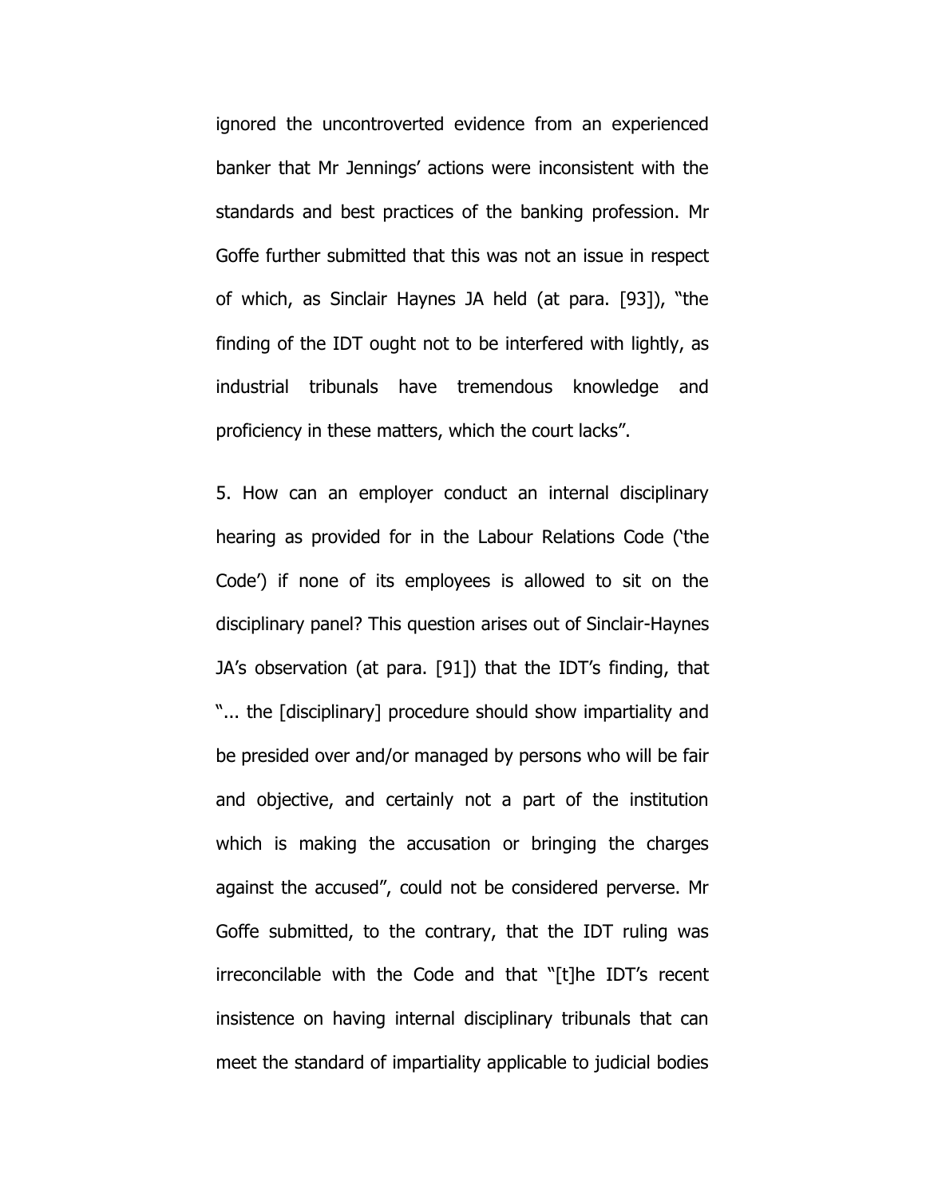ignored the uncontroverted evidence from an experienced banker that Mr Jennings' actions were inconsistent with the standards and best practices of the banking profession. Mr Goffe further submitted that this was not an issue in respect of which, as Sinclair Haynes JA held (at para. [93]), "the finding of the IDT ought not to be interfered with lightly, as industrial tribunals have tremendous knowledge and proficiency in these matters, which the court lacks".

5. How can an employer conduct an internal disciplinary hearing as provided for in the Labour Relations Code ('the Code') if none of its employees is allowed to sit on the disciplinary panel? This question arises out of Sinclair-Haynes JA's observation (at para. [91]) that the IDT's finding, that "... the [disciplinary] procedure should show impartiality and be presided over and/or managed by persons who will be fair and objective, and certainly not a part of the institution which is making the accusation or bringing the charges against the accused", could not be considered perverse. Mr Goffe submitted, to the contrary, that the IDT ruling was irreconcilable with the Code and that "[t]he IDT's recent insistence on having internal disciplinary tribunals that can meet the standard of impartiality applicable to judicial bodies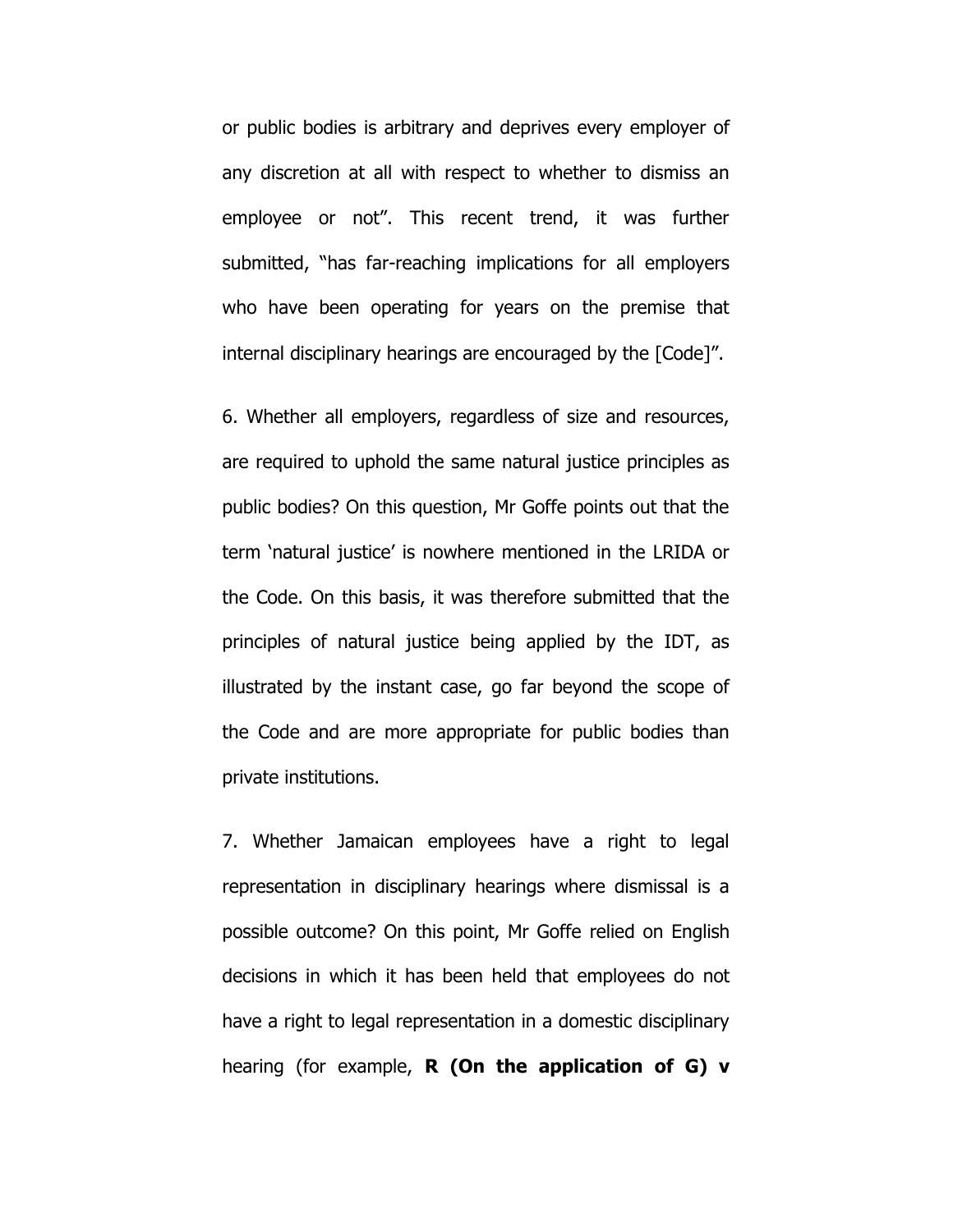or public bodies is arbitrary and deprives every employer of any discretion at all with respect to whether to dismiss an employee or not". This recent trend, it was further submitted, "has far-reaching implications for all employers who have been operating for years on the premise that internal disciplinary hearings are encouraged by the [Code]".

6. Whether all employers, regardless of size and resources, are required to uphold the same natural justice principles as public bodies? On this question, Mr Goffe points out that the term 'natural justice' is nowhere mentioned in the LRIDA or the Code. On this basis, it was therefore submitted that the principles of natural justice being applied by the IDT, as illustrated by the instant case, go far beyond the scope of the Code and are more appropriate for public bodies than private institutions.

7. Whether Jamaican employees have a right to legal representation in disciplinary hearings where dismissal is a possible outcome? On this point, Mr Goffe relied on English decisions in which it has been held that employees do not have a right to legal representation in a domestic disciplinary hearing (for example, **R (On the application of G) v**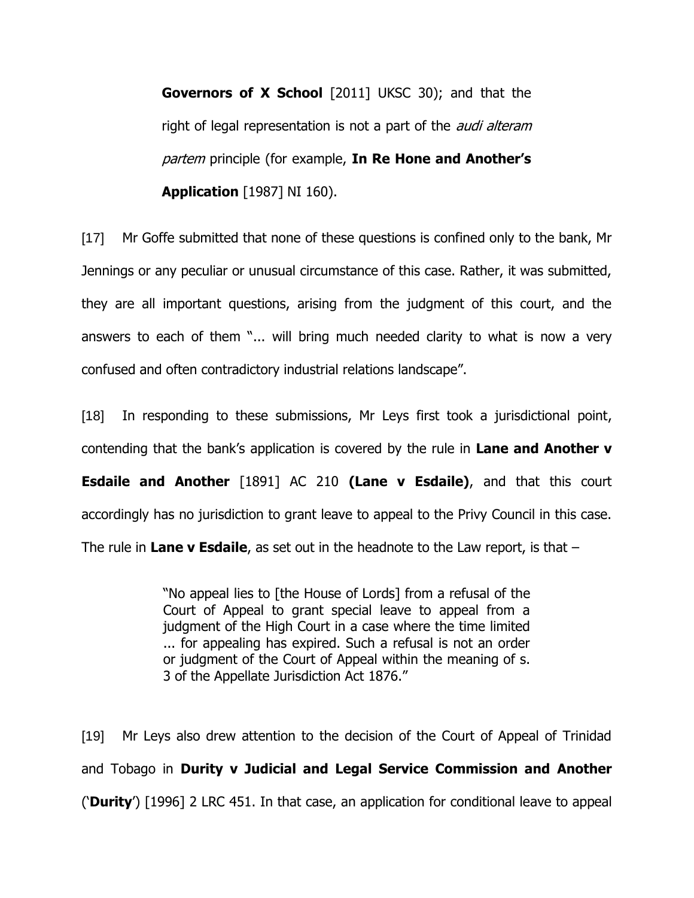**Governors of X School** [2011] UKSC 30); and that the right of legal representation is not a part of the *audi alteram partem* principle (for example, **In Re Hone and Another's Application** [1987] NI 160).

[17] Mr Goffe submitted that none of these questions is confined only to the bank, Mr Jennings or any peculiar or unusual circumstance of this case. Rather, it was submitted, they are all important questions, arising from the judgment of this court, and the answers to each of them "... will bring much needed clarity to what is now a very confused and often contradictory industrial relations landscape".

[18] In responding to these submissions, Mr Leys first took a jurisdictional point, contending that the bank's application is covered by the rule in **Lane and Another v Esdaile and Another** [1891] AC 210 **(Lane v Esdaile)**, and that this court accordingly has no jurisdiction to grant leave to appeal to the Privy Council in this case. The rule in **Lane v Esdaile**, as set out in the headnote to the Law report, is that –

> "No appeal lies to [the House of Lords] from a refusal of the Court of Appeal to grant special leave to appeal from a judgment of the High Court in a case where the time limited ... for appealing has expired. Such a refusal is not an order or judgment of the Court of Appeal within the meaning of s. 3 of the Appellate Jurisdiction Act 1876."

[19] Mr Leys also drew attention to the decision of the Court of Appeal of Trinidad and Tobago in **Durity v Judicial and Legal Service Commission and Another** ('**Durity**') [1996] 2 LRC 451. In that case, an application for conditional leave to appeal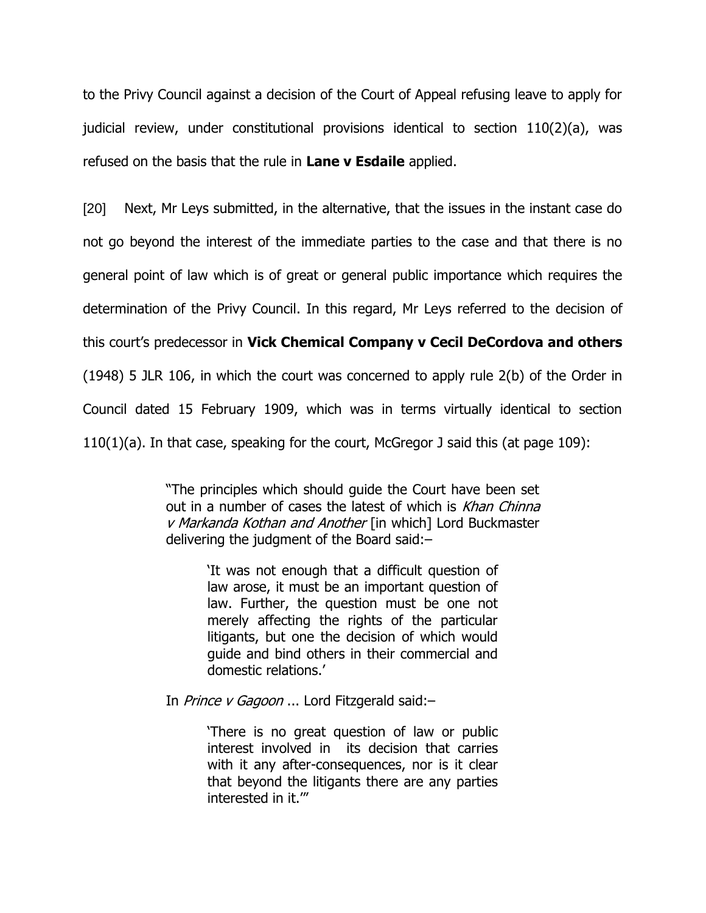to the Privy Council against a decision of the Court of Appeal refusing leave to apply for judicial review, under constitutional provisions identical to section 110(2)(a), was refused on the basis that the rule in **Lane v Esdaile** applied.

[20] Next, Mr Leys submitted, in the alternative, that the issues in the instant case do not go beyond the interest of the immediate parties to the case and that there is no general point of law which is of great or general public importance which requires the determination of the Privy Council. In this regard, Mr Leys referred to the decision of this court's predecessor in **Vick Chemical Company v Cecil DeCordova and others** (1948) 5 JLR 106, in which the court was concerned to apply rule 2(b) of the Order in Council dated 15 February 1909, which was in terms virtually identical to section 110(1)(a). In that case, speaking for the court, McGregor J said this (at page 109):

> "The principles which should guide the Court have been set out in a number of cases the latest of which is *Khan Chinna v Markanda Kothan and Another* [in which] Lord Buckmaster delivering the judgment of the Board said:–
>
> > 'It was not enough that a difficult question of law arose, it must be an important question of law. Further, the question must be one not merely affecting the rights of the particular litigants, but one the decision of which would guide and bind others in their commercial and domestic relations.'
>
> In *Prince v Gagoon* ... Lord Fitzgerald said:–
>
> > 'There is no great question of law or public interest involved in its decision that carries with it any after-consequences, nor is it clear that beyond the litigants there are any parties interested in it.'"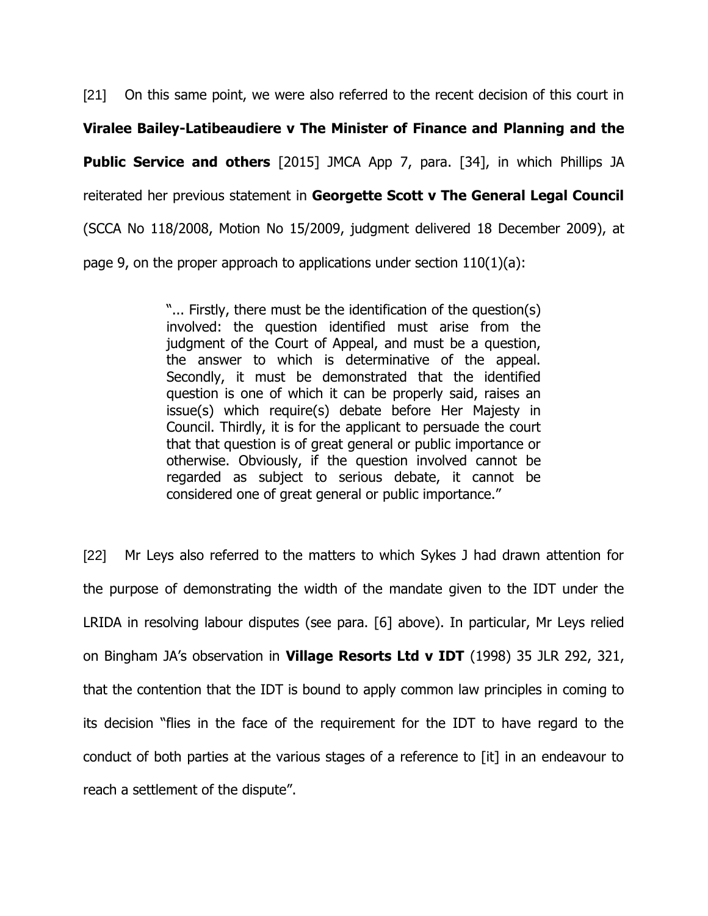[21] On this same point, we were also referred to the recent decision of this court in **Viralee Bailey-Latibeaudiere v The Minister of Finance and Planning and the Public Service and others** [2015] JMCA App 7, para. [34], in which Phillips JA reiterated her previous statement in **Georgette Scott v The General Legal Council** (SCCA No 118/2008, Motion No 15/2009, judgment delivered 18 December 2009), at page 9, on the proper approach to applications under section 110(1)(a):

> "... Firstly, there must be the identification of the question(s) involved: the question identified must arise from the judgment of the Court of Appeal, and must be a question, the answer to which is determinative of the appeal. Secondly, it must be demonstrated that the identified question is one of which it can be properly said, raises an issue(s) which require(s) debate before Her Majesty in Council. Thirdly, it is for the applicant to persuade the court that that question is of great general or public importance or otherwise. Obviously, if the question involved cannot be regarded as subject to serious debate, it cannot be considered one of great general or public importance."

[22] Mr Leys also referred to the matters to which Sykes J had drawn attention for the purpose of demonstrating the width of the mandate given to the IDT under the LRIDA in resolving labour disputes (see para. [6] above). In particular, Mr Leys relied on Bingham JA's observation in **Village Resorts Ltd v IDT** (1998) 35 JLR 292, 321, that the contention that the IDT is bound to apply common law principles in coming to its decision "flies in the face of the requirement for the IDT to have regard to the conduct of both parties at the various stages of a reference to [it] in an endeavour to reach a settlement of the dispute".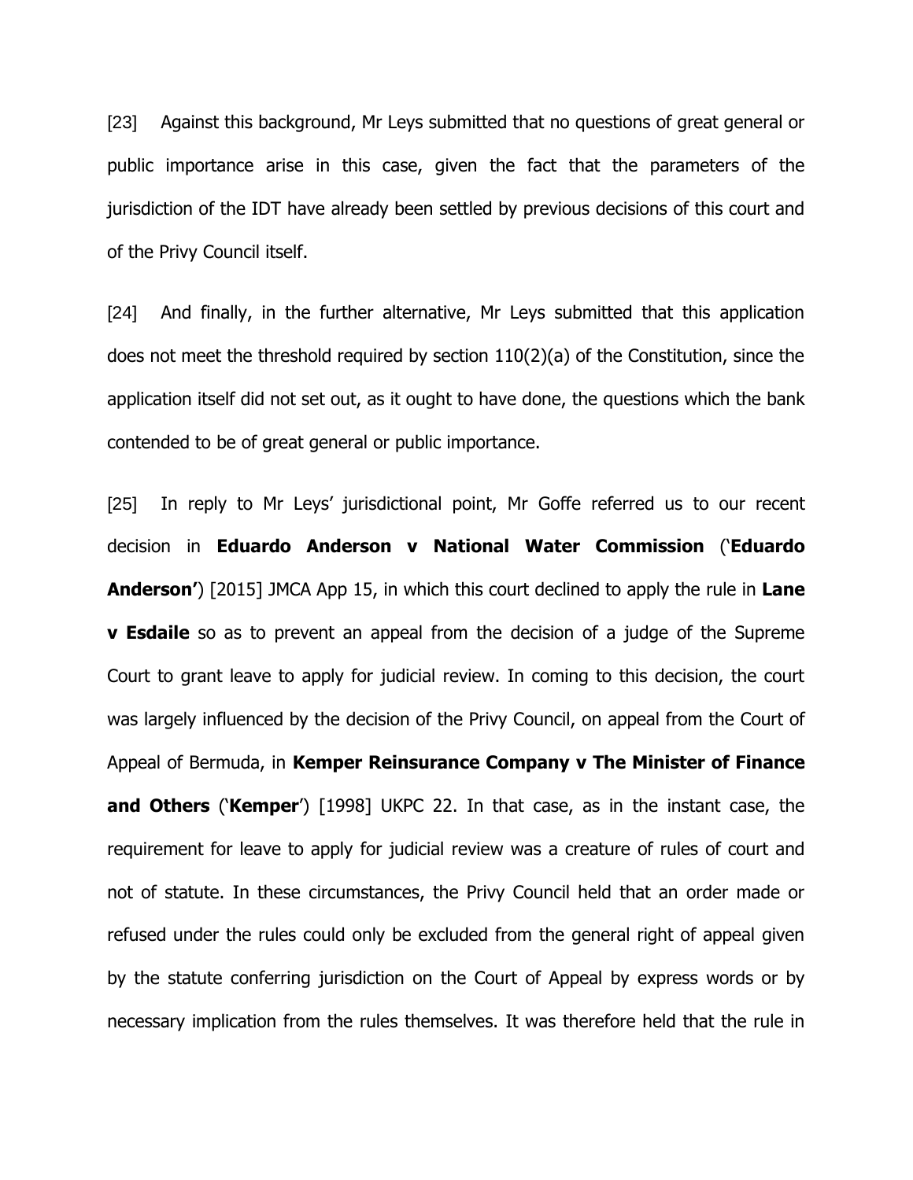[23] Against this background, Mr Leys submitted that no questions of great general or public importance arise in this case, given the fact that the parameters of the jurisdiction of the IDT have already been settled by previous decisions of this court and of the Privy Council itself.

[24] And finally, in the further alternative, Mr Leys submitted that this application does not meet the threshold required by section 110(2)(a) of the Constitution, since the application itself did not set out, as it ought to have done, the questions which the bank contended to be of great general or public importance.

[25] In reply to Mr Leys' jurisdictional point, Mr Goffe referred us to our recent decision in **Eduardo Anderson v National Water Commission** ('**Eduardo Anderson'**) [2015] JMCA App 15, in which this court declined to apply the rule in **Lane v Esdaile** so as to prevent an appeal from the decision of a judge of the Supreme Court to grant leave to apply for judicial review. In coming to this decision, the court was largely influenced by the decision of the Privy Council, on appeal from the Court of Appeal of Bermuda, in **Kemper Reinsurance Company v The Minister of Finance and Others** ('**Kemper**') [1998] UKPC 22. In that case, as in the instant case, the requirement for leave to apply for judicial review was a creature of rules of court and not of statute. In these circumstances, the Privy Council held that an order made or refused under the rules could only be excluded from the general right of appeal given by the statute conferring jurisdiction on the Court of Appeal by express words or by necessary implication from the rules themselves. It was therefore held that the rule in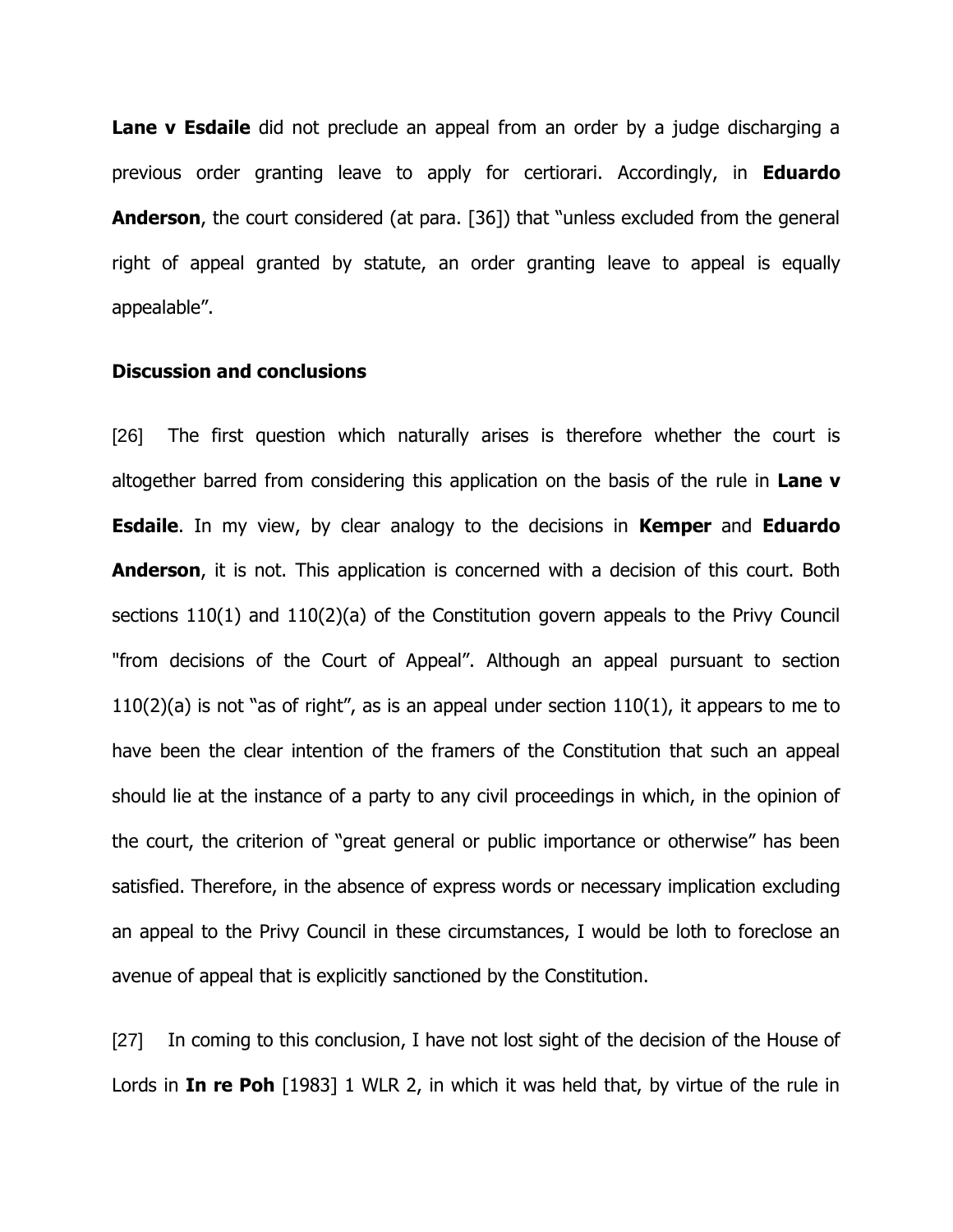**Lane v Esdaile** did not preclude an appeal from an order by a judge discharging a previous order granting leave to apply for certiorari. Accordingly, in **Eduardo Anderson**, the court considered (at para. [36]) that "unless excluded from the general right of appeal granted by statute, an order granting leave to appeal is equally appealable".

**Discussion and conclusions**

[26] The first question which naturally arises is therefore whether the court is altogether barred from considering this application on the basis of the rule in **Lane v Esdaile**. In my view, by clear analogy to the decisions in **Kemper** and **Eduardo Anderson**, it is not. This application is concerned with a decision of this court. Both sections 110(1) and 110(2)(a) of the Constitution govern appeals to the Privy Council "from decisions of the Court of Appeal". Although an appeal pursuant to section 110(2)(a) is not "as of right", as is an appeal under section 110(1), it appears to me to have been the clear intention of the framers of the Constitution that such an appeal should lie at the instance of a party to any civil proceedings in which, in the opinion of the court, the criterion of "great general or public importance or otherwise" has been satisfied. Therefore, in the absence of express words or necessary implication excluding an appeal to the Privy Council in these circumstances, I would be loth to foreclose an avenue of appeal that is explicitly sanctioned by the Constitution.

[27] In coming to this conclusion, I have not lost sight of the decision of the House of Lords in **In re Poh** [1983] 1 WLR 2, in which it was held that, by virtue of the rule in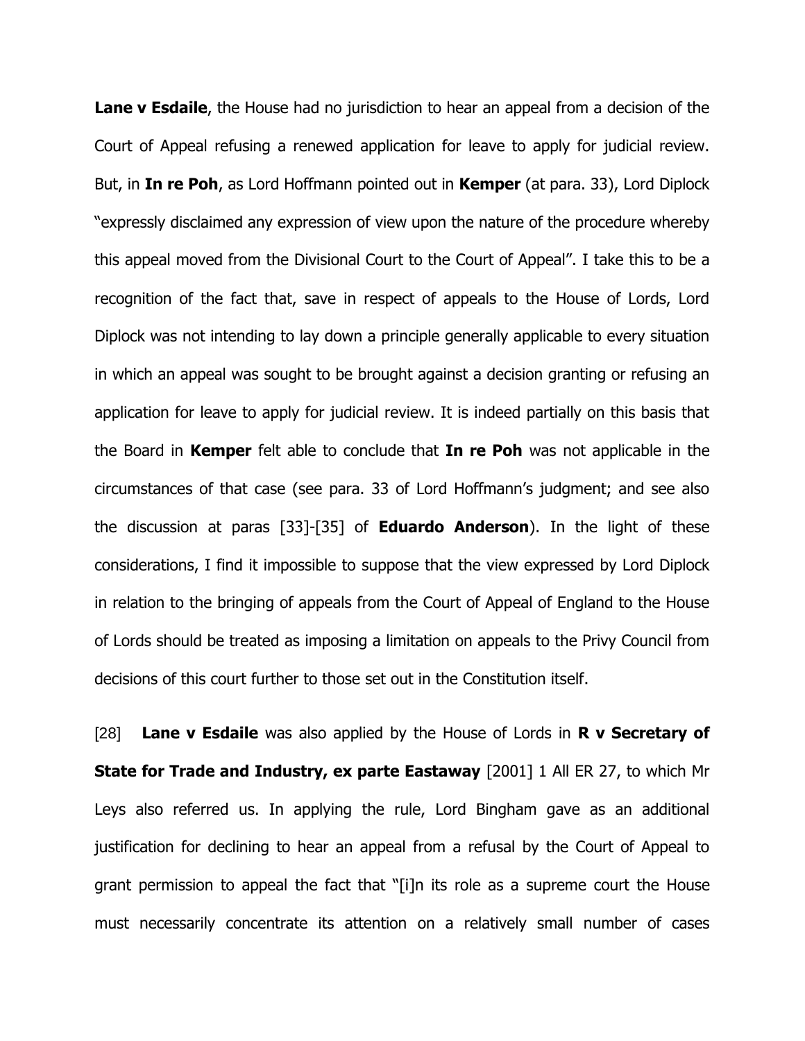**Lane v Esdaile**, the House had no jurisdiction to hear an appeal from a decision of the Court of Appeal refusing a renewed application for leave to apply for judicial review. But, in **In re Poh**, as Lord Hoffmann pointed out in **Kemper** (at para. 33), Lord Diplock "expressly disclaimed any expression of view upon the nature of the procedure whereby this appeal moved from the Divisional Court to the Court of Appeal". I take this to be a recognition of the fact that, save in respect of appeals to the House of Lords, Lord Diplock was not intending to lay down a principle generally applicable to every situation in which an appeal was sought to be brought against a decision granting or refusing an application for leave to apply for judicial review. It is indeed partially on this basis that the Board in **Kemper** felt able to conclude that **In re Poh** was not applicable in the circumstances of that case (see para. 33 of Lord Hoffmann's judgment; and see also the discussion at paras [33]-[35] of **Eduardo Anderson**). In the light of these considerations, I find it impossible to suppose that the view expressed by Lord Diplock in relation to the bringing of appeals from the Court of Appeal of England to the House of Lords should be treated as imposing a limitation on appeals to the Privy Council from decisions of this court further to those set out in the Constitution itself.

[28] **Lane v Esdaile** was also applied by the House of Lords in **R v Secretary of State for Trade and Industry, ex parte Eastaway** [2001] 1 All ER 27, to which Mr Leys also referred us. In applying the rule, Lord Bingham gave as an additional justification for declining to hear an appeal from a refusal by the Court of Appeal to grant permission to appeal the fact that "[i]n its role as a supreme court the House must necessarily concentrate its attention on a relatively small number of cases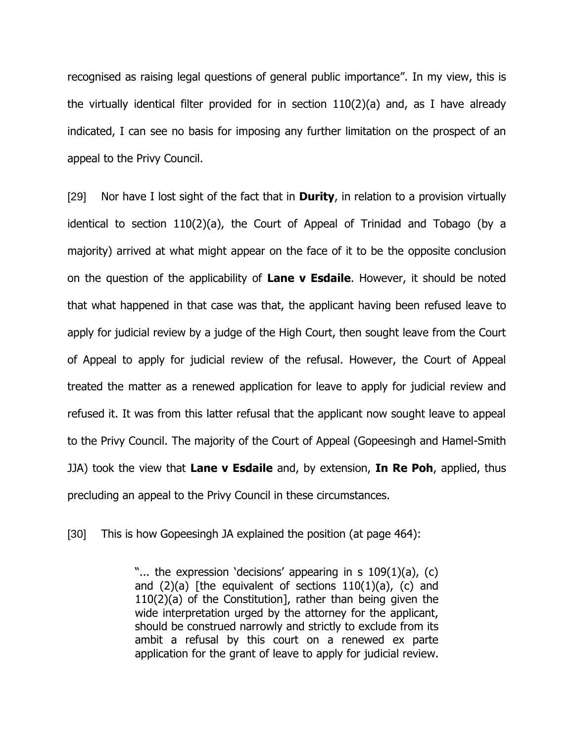recognised as raising legal questions of general public importance". In my view, this is the virtually identical filter provided for in section 110(2)(a) and, as I have already indicated, I can see no basis for imposing any further limitation on the prospect of an appeal to the Privy Council.

[29] Nor have I lost sight of the fact that in **Durity**, in relation to a provision virtually identical to section 110(2)(a), the Court of Appeal of Trinidad and Tobago (by a majority) arrived at what might appear on the face of it to be the opposite conclusion on the question of the applicability of **Lane v Esdaile**. However, it should be noted that what happened in that case was that, the applicant having been refused leave to apply for judicial review by a judge of the High Court, then sought leave from the Court of Appeal to apply for judicial review of the refusal. However, the Court of Appeal treated the matter as a renewed application for leave to apply for judicial review and refused it. It was from this latter refusal that the applicant now sought leave to appeal to the Privy Council. The majority of the Court of Appeal (Gopeesingh and Hamel-Smith JJA) took the view that **Lane v Esdaile** and, by extension, **In Re Poh**, applied, thus precluding an appeal to the Privy Council in these circumstances.

[30] This is how Gopeesingh JA explained the position (at page 464):

> "... the expression 'decisions' appearing in s 109(1)(a), (c) and (2)(a) [the equivalent of sections 110(1)(a), (c) and 110(2)(a) of the Constitution], rather than being given the wide interpretation urged by the attorney for the applicant, should be construed narrowly and strictly to exclude from its ambit a refusal by this court on a renewed ex parte application for the grant of leave to apply for judicial review.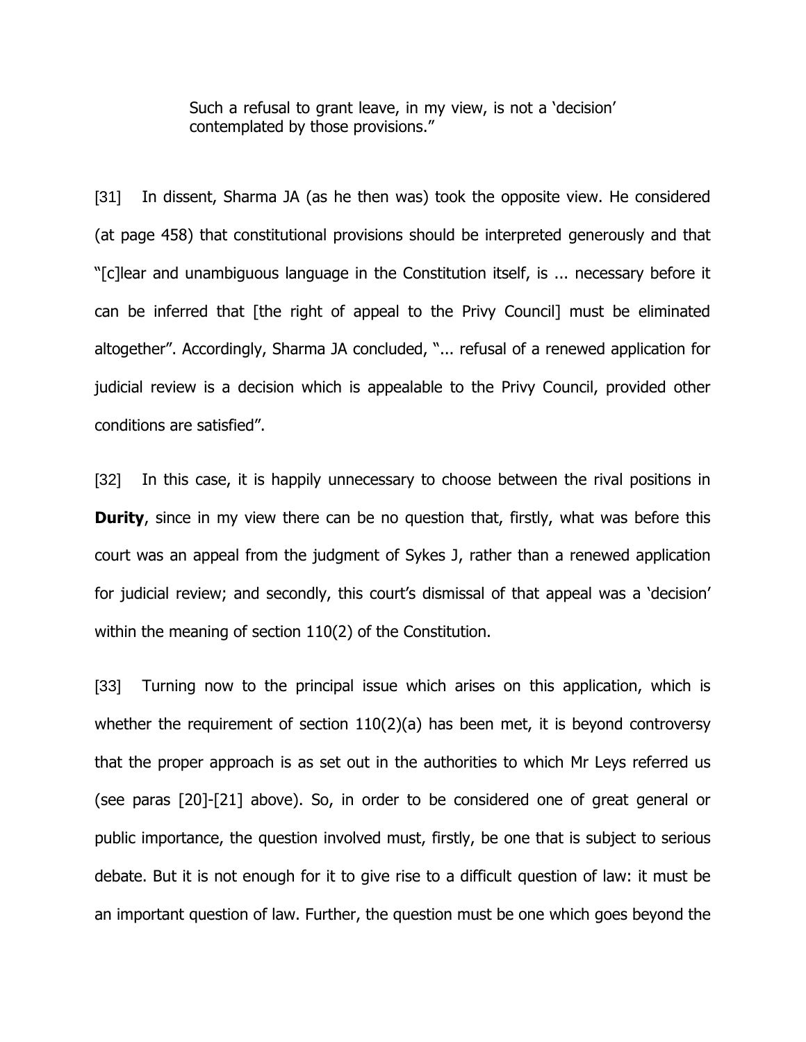> Such a refusal to grant leave, in my view, is not a 'decision' contemplated by those provisions."

[31] In dissent, Sharma JA (as he then was) took the opposite view. He considered (at page 458) that constitutional provisions should be interpreted generously and that "[c]lear and unambiguous language in the Constitution itself, is ... necessary before it can be inferred that [the right of appeal to the Privy Council] must be eliminated altogether". Accordingly, Sharma JA concluded, "... refusal of a renewed application for judicial review is a decision which is appealable to the Privy Council, provided other conditions are satisfied".

[32] In this case, it is happily unnecessary to choose between the rival positions in **Durity**, since in my view there can be no question that, firstly, what was before this court was an appeal from the judgment of Sykes J, rather than a renewed application for judicial review; and secondly, this court's dismissal of that appeal was a 'decision' within the meaning of section 110(2) of the Constitution.

[33] Turning now to the principal issue which arises on this application, which is whether the requirement of section 110(2)(a) has been met, it is beyond controversy that the proper approach is as set out in the authorities to which Mr Leys referred us (see paras [20]-[21] above). So, in order to be considered one of great general or public importance, the question involved must, firstly, be one that is subject to serious debate. But it is not enough for it to give rise to a difficult question of law: it must be an important question of law. Further, the question must be one which goes beyond the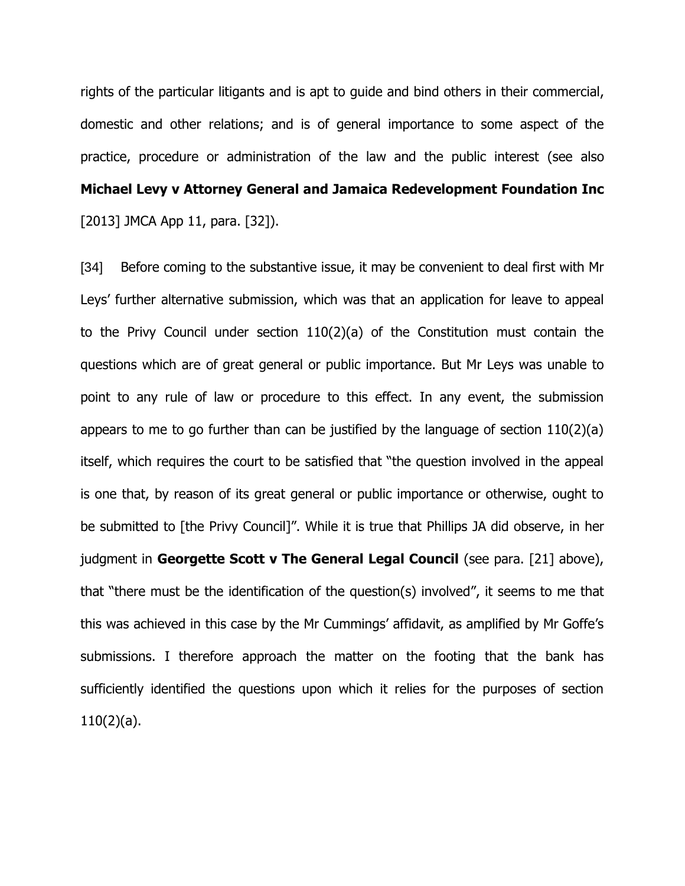rights of the particular litigants and is apt to guide and bind others in their commercial, domestic and other relations; and is of general importance to some aspect of the practice, procedure or administration of the law and the public interest (see also **Michael Levy v Attorney General and Jamaica Redevelopment Foundation Inc** [2013] JMCA App 11, para. [32]).

[34] Before coming to the substantive issue, it may be convenient to deal first with Mr Leys' further alternative submission, which was that an application for leave to appeal to the Privy Council under section 110(2)(a) of the Constitution must contain the questions which are of great general or public importance. But Mr Leys was unable to point to any rule of law or procedure to this effect. In any event, the submission appears to me to go further than can be justified by the language of section 110(2)(a) itself, which requires the court to be satisfied that "the question involved in the appeal is one that, by reason of its great general or public importance or otherwise, ought to be submitted to [the Privy Council]". While it is true that Phillips JA did observe, in her judgment in **Georgette Scott v The General Legal Council** (see para. [21] above), that "there must be the identification of the question(s) involved", it seems to me that this was achieved in this case by the Mr Cummings' affidavit, as amplified by Mr Goffe's submissions. I therefore approach the matter on the footing that the bank has sufficiently identified the questions upon which it relies for the purposes of section 110(2)(a).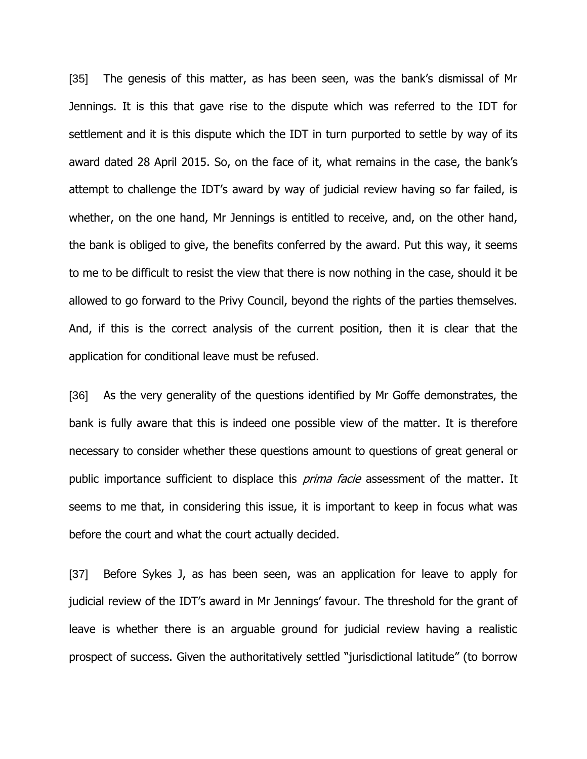[35] The genesis of this matter, as has been seen, was the bank's dismissal of Mr Jennings. It is this that gave rise to the dispute which was referred to the IDT for settlement and it is this dispute which the IDT in turn purported to settle by way of its award dated 28 April 2015. So, on the face of it, what remains in the case, the bank's attempt to challenge the IDT's award by way of judicial review having so far failed, is whether, on the one hand, Mr Jennings is entitled to receive, and, on the other hand, the bank is obliged to give, the benefits conferred by the award. Put this way, it seems to me to be difficult to resist the view that there is now nothing in the case, should it be allowed to go forward to the Privy Council, beyond the rights of the parties themselves. And, if this is the correct analysis of the current position, then it is clear that the application for conditional leave must be refused.

[36] As the very generality of the questions identified by Mr Goffe demonstrates, the bank is fully aware that this is indeed one possible view of the matter. It is therefore necessary to consider whether these questions amount to questions of great general or public importance sufficient to displace this *prima facie* assessment of the matter. It seems to me that, in considering this issue, it is important to keep in focus what was before the court and what the court actually decided.

[37] Before Sykes J, as has been seen, was an application for leave to apply for judicial review of the IDT's award in Mr Jennings' favour. The threshold for the grant of leave is whether there is an arguable ground for judicial review having a realistic prospect of success. Given the authoritatively settled "jurisdictional latitude" (to borrow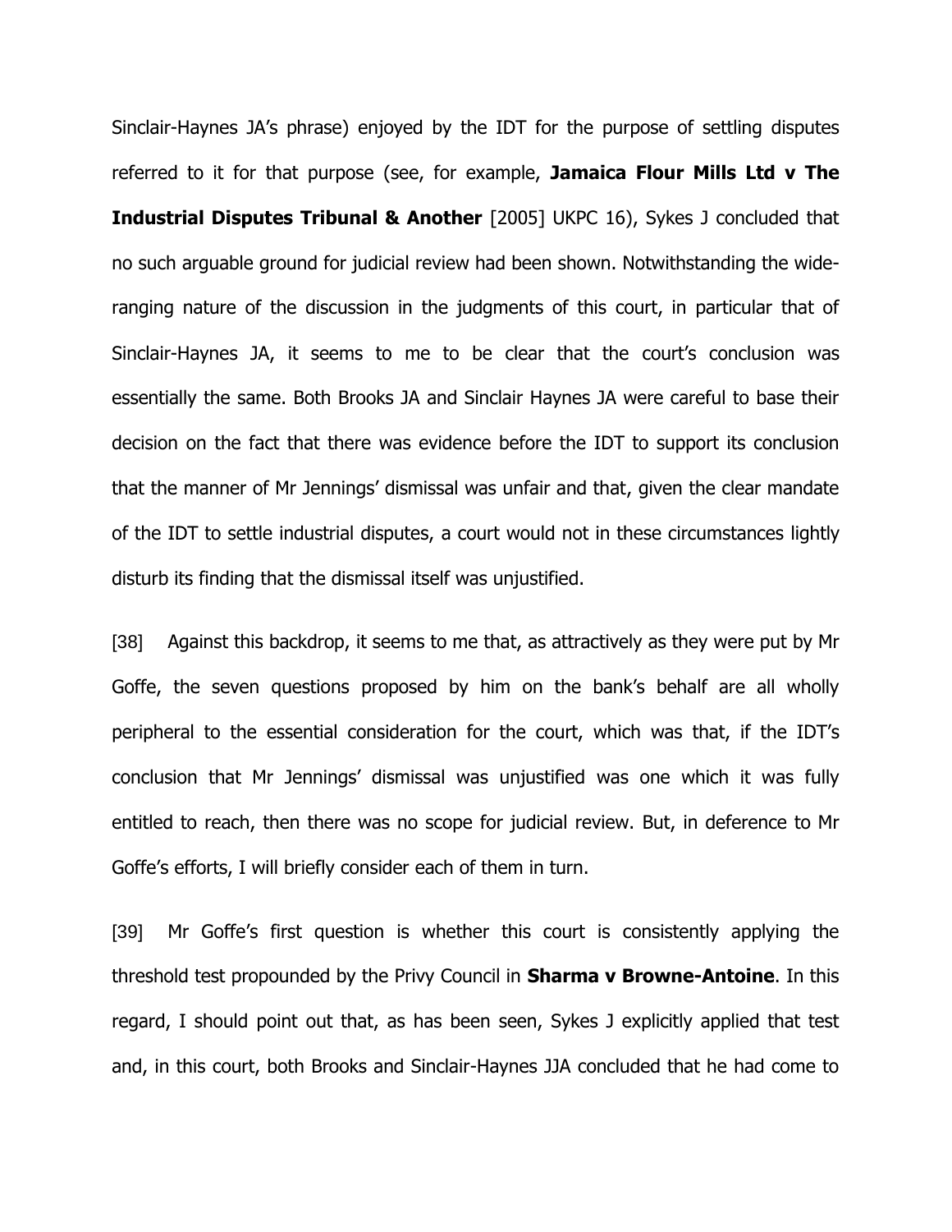Sinclair-Haynes JA's phrase) enjoyed by the IDT for the purpose of settling disputes referred to it for that purpose (see, for example, **Jamaica Flour Mills Ltd v The Industrial Disputes Tribunal & Another** [2005] UKPC 16), Sykes J concluded that no such arguable ground for judicial review had been shown. Notwithstanding the wide-ranging nature of the discussion in the judgments of this court, in particular that of Sinclair-Haynes JA, it seems to me to be clear that the court's conclusion was essentially the same. Both Brooks JA and Sinclair Haynes JA were careful to base their decision on the fact that there was evidence before the IDT to support its conclusion that the manner of Mr Jennings' dismissal was unfair and that, given the clear mandate of the IDT to settle industrial disputes, a court would not in these circumstances lightly disturb its finding that the dismissal itself was unjustified.

[38] Against this backdrop, it seems to me that, as attractively as they were put by Mr Goffe, the seven questions proposed by him on the bank's behalf are all wholly peripheral to the essential consideration for the court, which was that, if the IDT's conclusion that Mr Jennings' dismissal was unjustified was one which it was fully entitled to reach, then there was no scope for judicial review. But, in deference to Mr Goffe's efforts, I will briefly consider each of them in turn.

[39] Mr Goffe's first question is whether this court is consistently applying the threshold test propounded by the Privy Council in **Sharma v Browne-Antoine**. In this regard, I should point out that, as has been seen, Sykes J explicitly applied that test and, in this court, both Brooks and Sinclair-Haynes JJA concluded that he had come to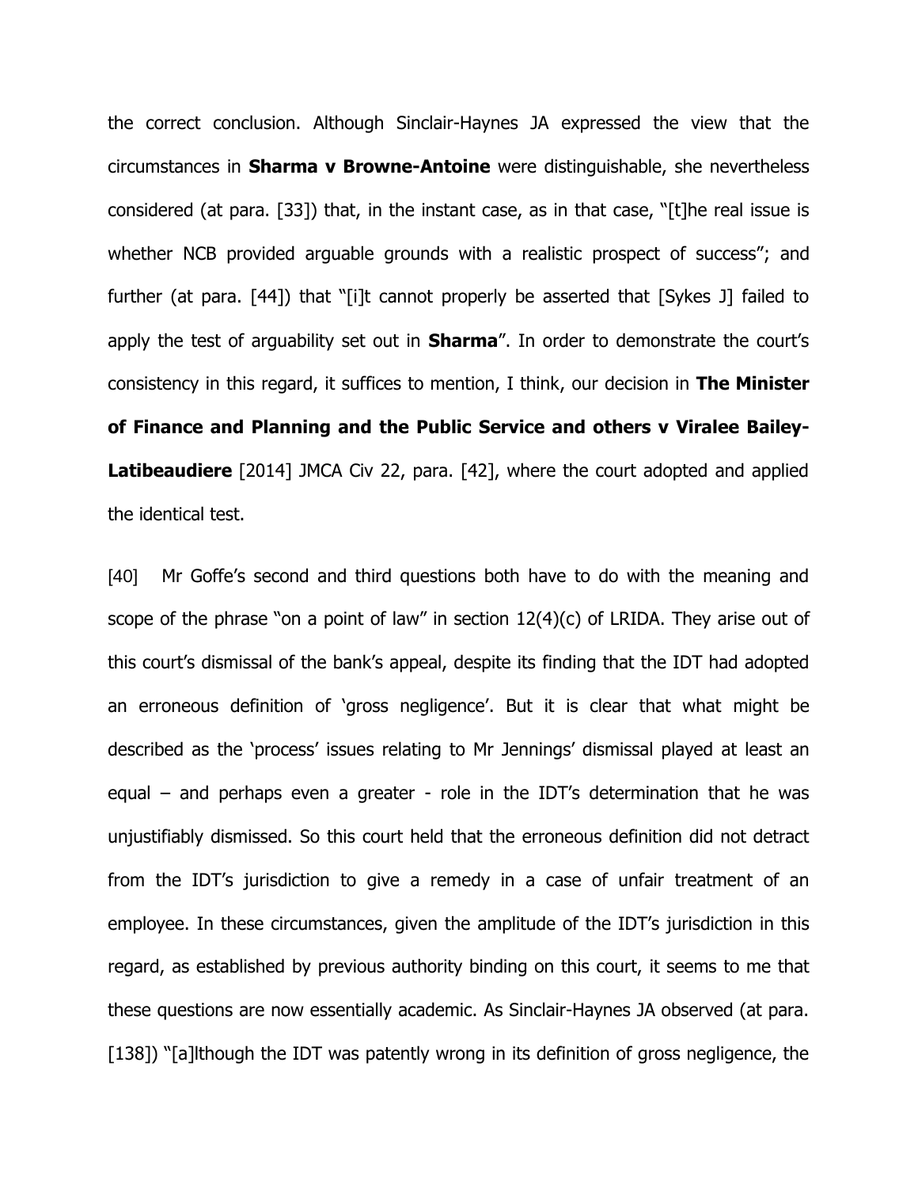the correct conclusion. Although Sinclair-Haynes JA expressed the view that the circumstances in **Sharma v Browne-Antoine** were distinguishable, she nevertheless considered (at para. [33]) that, in the instant case, as in that case, "[t]he real issue is whether NCB provided arguable grounds with a realistic prospect of success"; and further (at para. [44]) that "[i]t cannot properly be asserted that [Sykes J] failed to apply the test of arguability set out in **Sharma**". In order to demonstrate the court's consistency in this regard, it suffices to mention, I think, our decision in **The Minister of Finance and Planning and the Public Service and others v Viralee Bailey-Latibeaudiere** [2014] JMCA Civ 22, para. [42], where the court adopted and applied the identical test.

[40] Mr Goffe's second and third questions both have to do with the meaning and scope of the phrase "on a point of law" in section 12(4)(c) of LRIDA. They arise out of this court's dismissal of the bank's appeal, despite its finding that the IDT had adopted an erroneous definition of 'gross negligence'. But it is clear that what might be described as the 'process' issues relating to Mr Jennings' dismissal played at least an equal – and perhaps even a greater - role in the IDT's determination that he was unjustifiably dismissed. So this court held that the erroneous definition did not detract from the IDT's jurisdiction to give a remedy in a case of unfair treatment of an employee. In these circumstances, given the amplitude of the IDT's jurisdiction in this regard, as established by previous authority binding on this court, it seems to me that these questions are now essentially academic. As Sinclair-Haynes JA observed (at para. [138]) "[a]lthough the IDT was patently wrong in its definition of gross negligence, the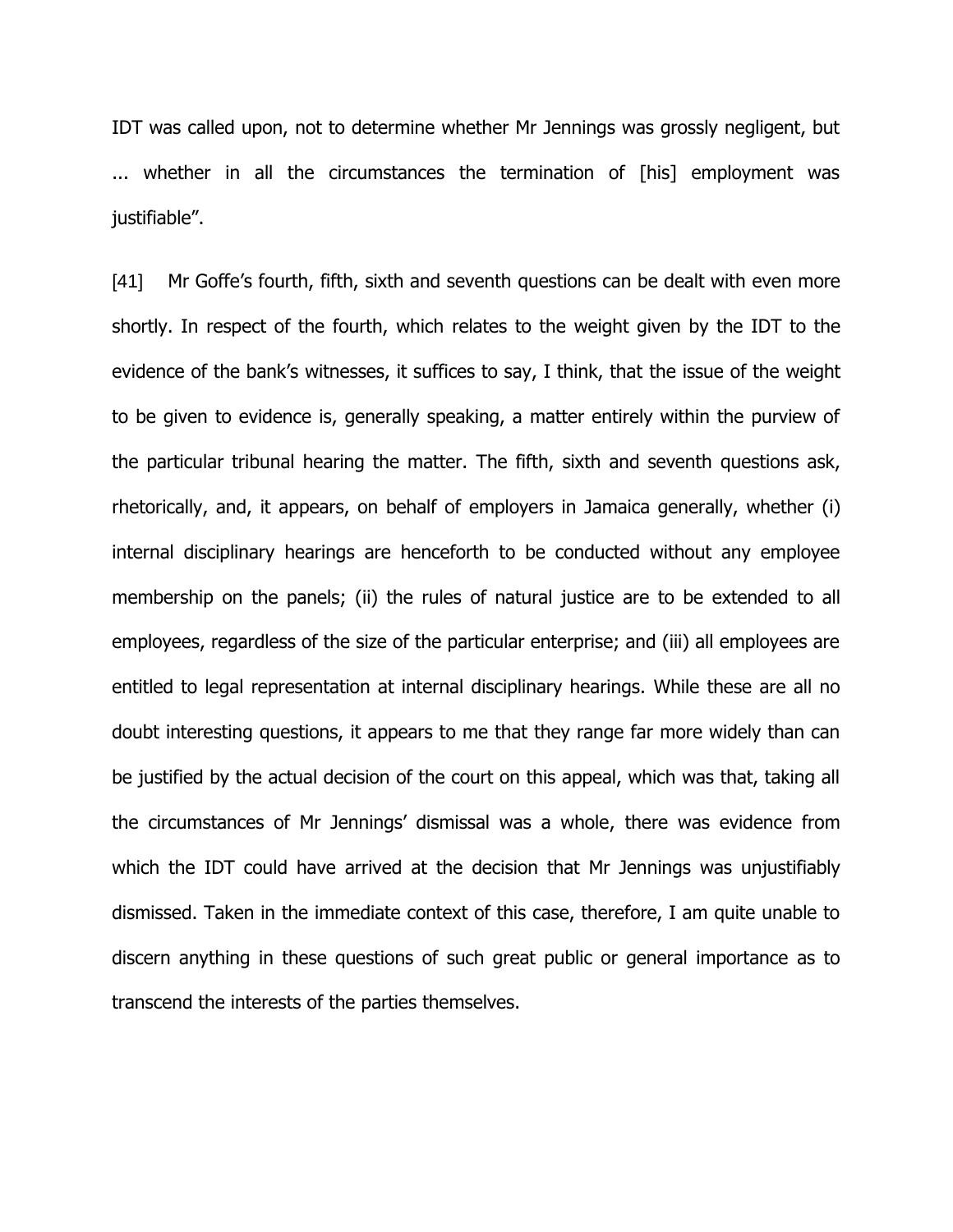IDT was called upon, not to determine whether Mr Jennings was grossly negligent, but ... whether in all the circumstances the termination of [his] employment was justifiable".

[41] Mr Goffe's fourth, fifth, sixth and seventh questions can be dealt with even more shortly. In respect of the fourth, which relates to the weight given by the IDT to the evidence of the bank's witnesses, it suffices to say, I think, that the issue of the weight to be given to evidence is, generally speaking, a matter entirely within the purview of the particular tribunal hearing the matter. The fifth, sixth and seventh questions ask, rhetorically, and, it appears, on behalf of employers in Jamaica generally, whether (i) internal disciplinary hearings are henceforth to be conducted without any employee membership on the panels; (ii) the rules of natural justice are to be extended to all employees, regardless of the size of the particular enterprise; and (iii) all employees are entitled to legal representation at internal disciplinary hearings. While these are all no doubt interesting questions, it appears to me that they range far more widely than can be justified by the actual decision of the court on this appeal, which was that, taking all the circumstances of Mr Jennings' dismissal was a whole, there was evidence from which the IDT could have arrived at the decision that Mr Jennings was unjustifiably dismissed. Taken in the immediate context of this case, therefore, I am quite unable to discern anything in these questions of such great public or general importance as to transcend the interests of the parties themselves.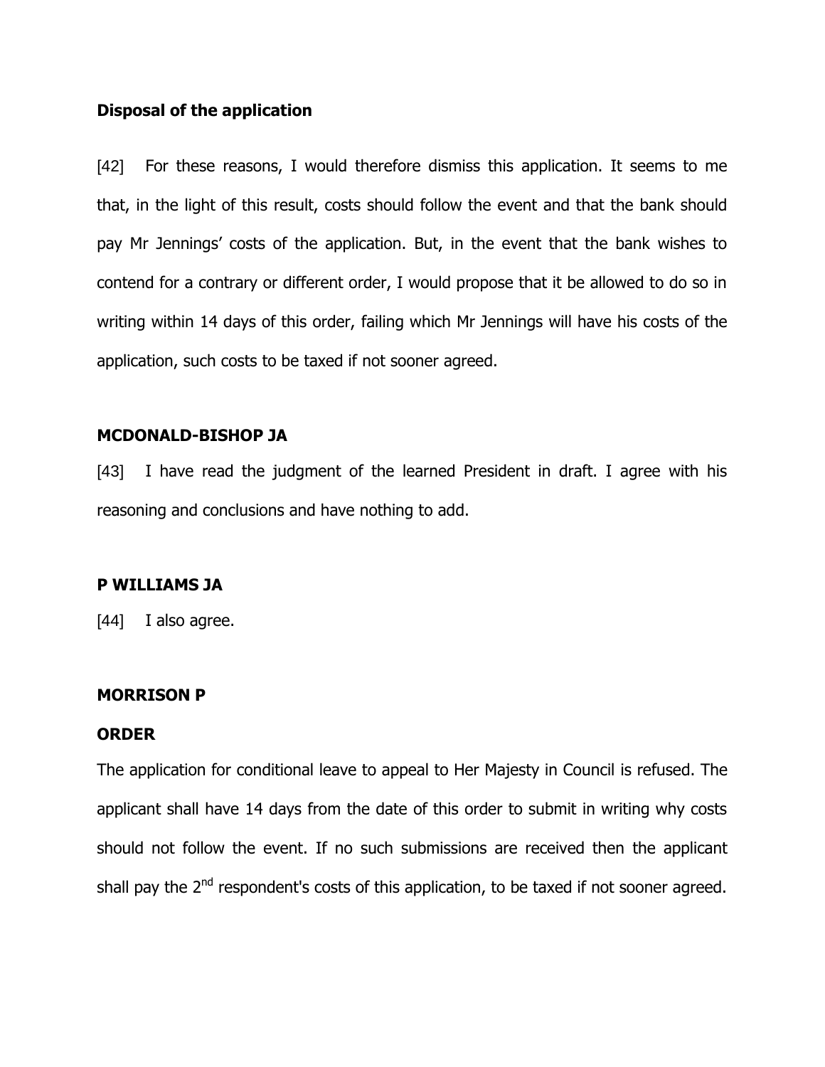**Disposal of the application**

[42] For these reasons, I would therefore dismiss this application. It seems to me that, in the light of this result, costs should follow the event and that the bank should pay Mr Jennings' costs of the application. But, in the event that the bank wishes to contend for a contrary or different order, I would propose that it be allowed to do so in writing within 14 days of this order, failing which Mr Jennings will have his costs of the application, such costs to be taxed if not sooner agreed.

**MCDONALD-BISHOP JA**

[43] I have read the judgment of the learned President in draft. I agree with his reasoning and conclusions and have nothing to add.

**P WILLIAMS JA**

[44] I also agree.

**MORRISON P**

**ORDER**

The application for conditional leave to appeal to Her Majesty in Council is refused. The applicant shall have 14 days from the date of this order to submit in writing why costs should not follow the event. If no such submissions are received then the applicant shall pay the 2nd respondent's costs of this application, to be taxed if not sooner agreed.